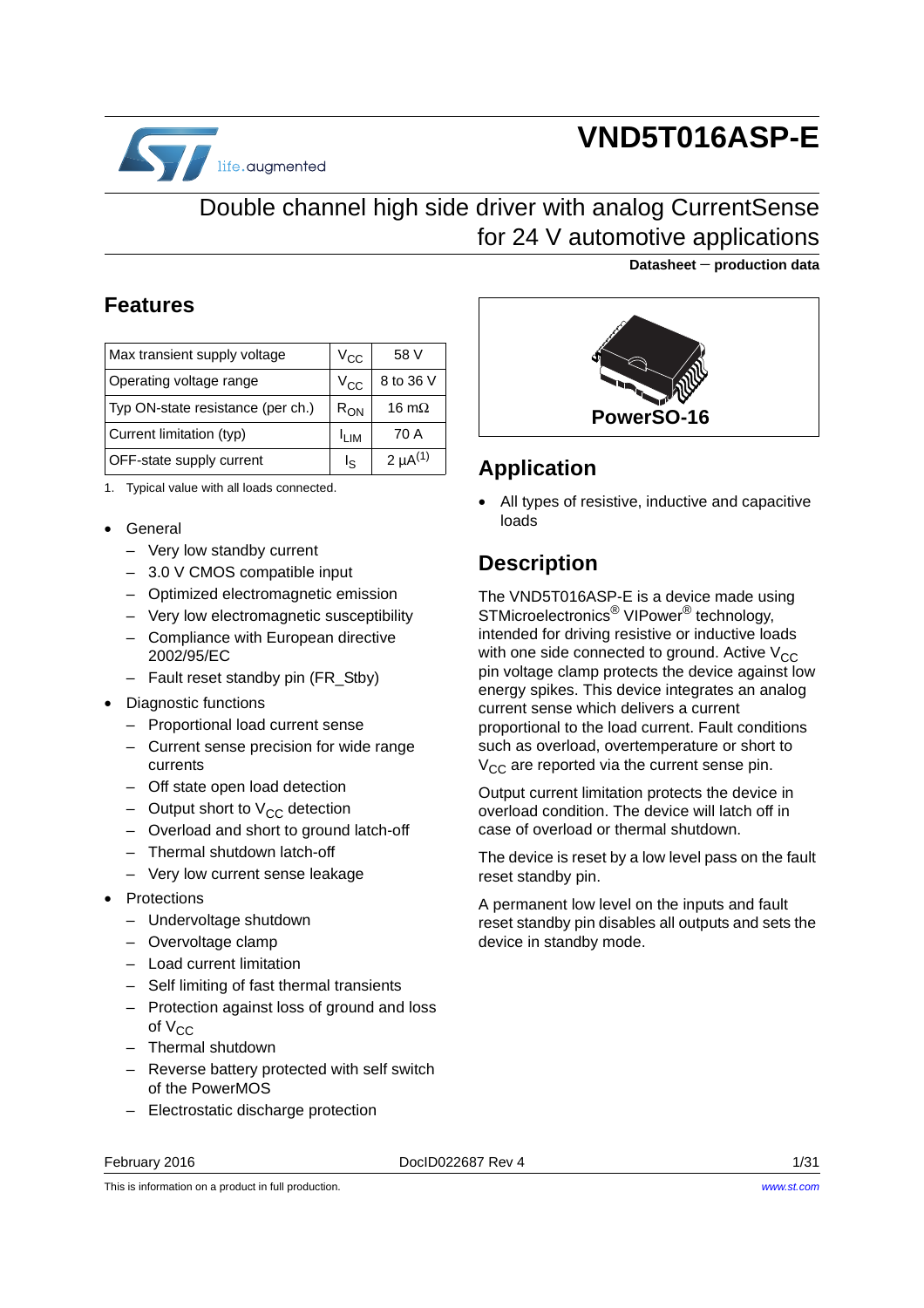# VND5T016ASP-E

## Double channel high side driver with analog CurrentSense for 24 V automotive applications

**Datasheet − production data**

## Features

| Max transient supply voltage | $V_{CC}$ | 58 V |
|---|---|---|
| Operating voltage range | $V_{CC}$ | 8 to 36 V |
| Typ ON-state resistance (per ch.) | $R_{ON}$ | 16 mΩ |
| Current limitation (typ) | $I_{LIM}$ | 70 A |
| OFF-state supply current | $I_S$ | 2 µA(1) |

1. Typical value with all loads connected.

- General
  - Very low standby current
  - 3.0 V CMOS compatible input
  - Optimized electromagnetic emission
  - Very low electromagnetic susceptibility
  - Compliance with European directive 2002/95/EC
  - Fault reset standby pin (FR_Stby)
- Diagnostic functions
  - Proportional load current sense
  - Current sense precision for wide range currents
  - Off state open load detection
  - Output short to $V_{CC}$ detection
  - Overload and short to ground latch-off
  - Thermal shutdown latch-off
  - Very low current sense leakage
- Protections
  - Undervoltage shutdown
  - Overvoltage clamp
  - Load current limitation
  - Self limiting of fast thermal transients
  - Protection against loss of ground and loss of $V_{CC}$
  - Thermal shutdown
  - Reverse battery protected with self switch of the PowerMOS
  - Electrostatic discharge protection

PowerSO-16

## Application

- All types of resistive, inductive and capacitive loads

## Description

The VND5T016ASP-E is a device made using STMicroelectronics® VIPower® technology, intended for driving resistive or inductive loads with one side connected to ground. Active $V_{CC}$ pin voltage clamp protects the device against low energy spikes. This device integrates an analog current sense which delivers a current proportional to the load current. Fault conditions such as overload, overtemperature or short to $V_{CC}$ are reported via the current sense pin.

Output current limitation protects the device in overload condition. The device will latch off in case of overload or thermal shutdown.

The device is reset by a low level pass on the fault reset standby pin.

A permanent low level on the inputs and fault reset standby pin disables all outputs and sets the device in standby mode.

February 2016 DocID022687 Rev 4

This is information on a product in full production. www.st.com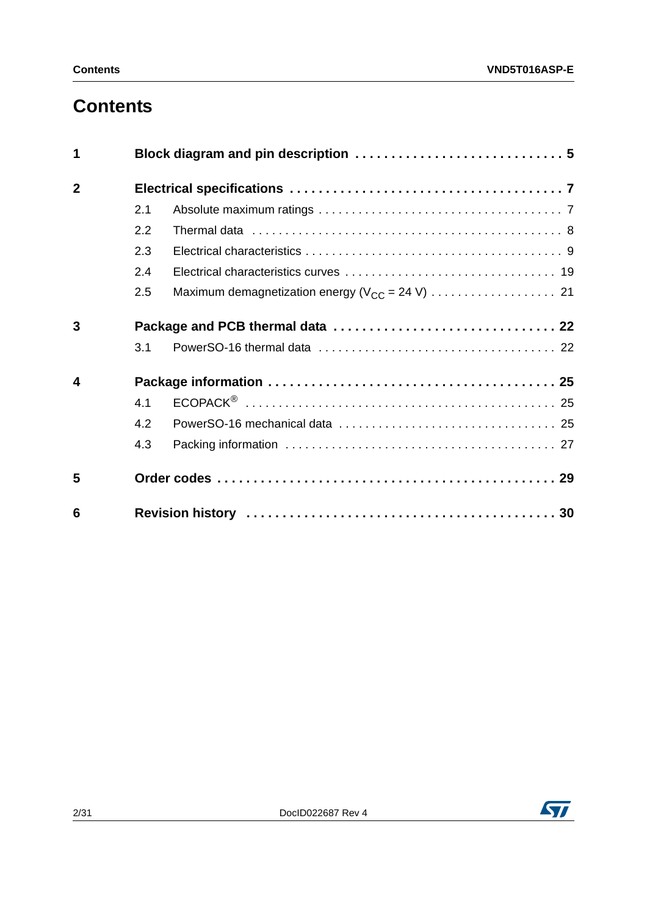# Contents

**1 Block diagram and pin description . . . . . . . . . . . . . . . . . . . . . . . . . . . . 5**

**2 Electrical specifications . . . . . . . . . . . . . . . . . . . . . . . . . . . . . . . . . . . . . 7**

- 2.1 Absolute maximum ratings . . . . . . . . . . . . . . . . . . . . . . . . . . . . . . . . . . . 7
- 2.2 Thermal data . . . . . . . . . . . . . . . . . . . . . . . . . . . . . . . . . . . . . . . . . . . . . 8
- 2.3 Electrical characteristics . . . . . . . . . . . . . . . . . . . . . . . . . . . . . . . . . . . . . 9
- 2.4 Electrical characteristics curves . . . . . . . . . . . . . . . . . . . . . . . . . . . . . . . 19
- 2.5 Maximum demagnetization energy ($V_{CC}$ = 24 V) . . . . . . . . . . . . . . . . . . . 21

**3 Package and PCB thermal data . . . . . . . . . . . . . . . . . . . . . . . . . . . . . . 22**

- 3.1 PowerSO-16 thermal data . . . . . . . . . . . . . . . . . . . . . . . . . . . . . . . . . . . 22

**4 Package information . . . . . . . . . . . . . . . . . . . . . . . . . . . . . . . . . . . . . . 25**

- 4.1 ECOPACK® . . . . . . . . . . . . . . . . . . . . . . . . . . . . . . . . . . . . . . . . . . . . . 25
- 4.2 PowerSO-16 mechanical data . . . . . . . . . . . . . . . . . . . . . . . . . . . . . . . . 25
- 4.3 Packing information . . . . . . . . . . . . . . . . . . . . . . . . . . . . . . . . . . . . . . . 27

**5 Order codes . . . . . . . . . . . . . . . . . . . . . . . . . . . . . . . . . . . . . . . . . . . . . 29**

**6 Revision history . . . . . . . . . . . . . . . . . . . . . . . . . . . . . . . . . . . . . . . . . . 30**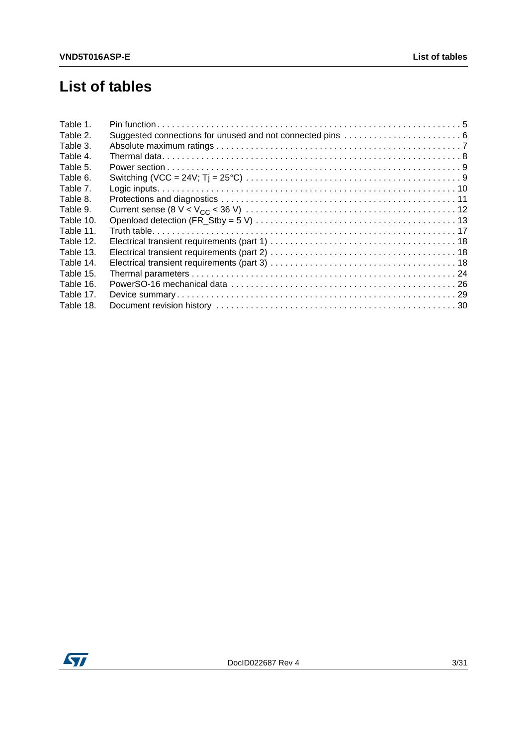# List of tables

| | | |
|---|---|---|
| Table 1. | Pin function | 5 |
| Table 2. | Suggested connections for unused and not connected pins | 6 |
| Table 3. | Absolute maximum ratings | 7 |
| Table 4. | Thermal data | 8 |
| Table 5. | Power section | 9 |
| Table 6. | Switching (VCC = 24V; Tj = 25°C) | 9 |
| Table 7. | Logic inputs | 10 |
| Table 8. | Protections and diagnostics | 11 |
| Table 9. | Current sense (8 V < $V_{CC}$ < 36 V) | 12 |
| Table 10. | Openload detection (FR_Stby = 5 V) | 13 |
| Table 11. | Truth table | 17 |
| Table 12. | Electrical transient requirements (part 1) | 18 |
| Table 13. | Electrical transient requirements (part 2) | 18 |
| Table 14. | Electrical transient requirements (part 3) | 18 |
| Table 15. | Thermal parameters | 24 |
| Table 16. | PowerSO-16 mechanical data | 26 |
| Table 17. | Device summary | 29 |
| Table 18. | Document revision history | 30 |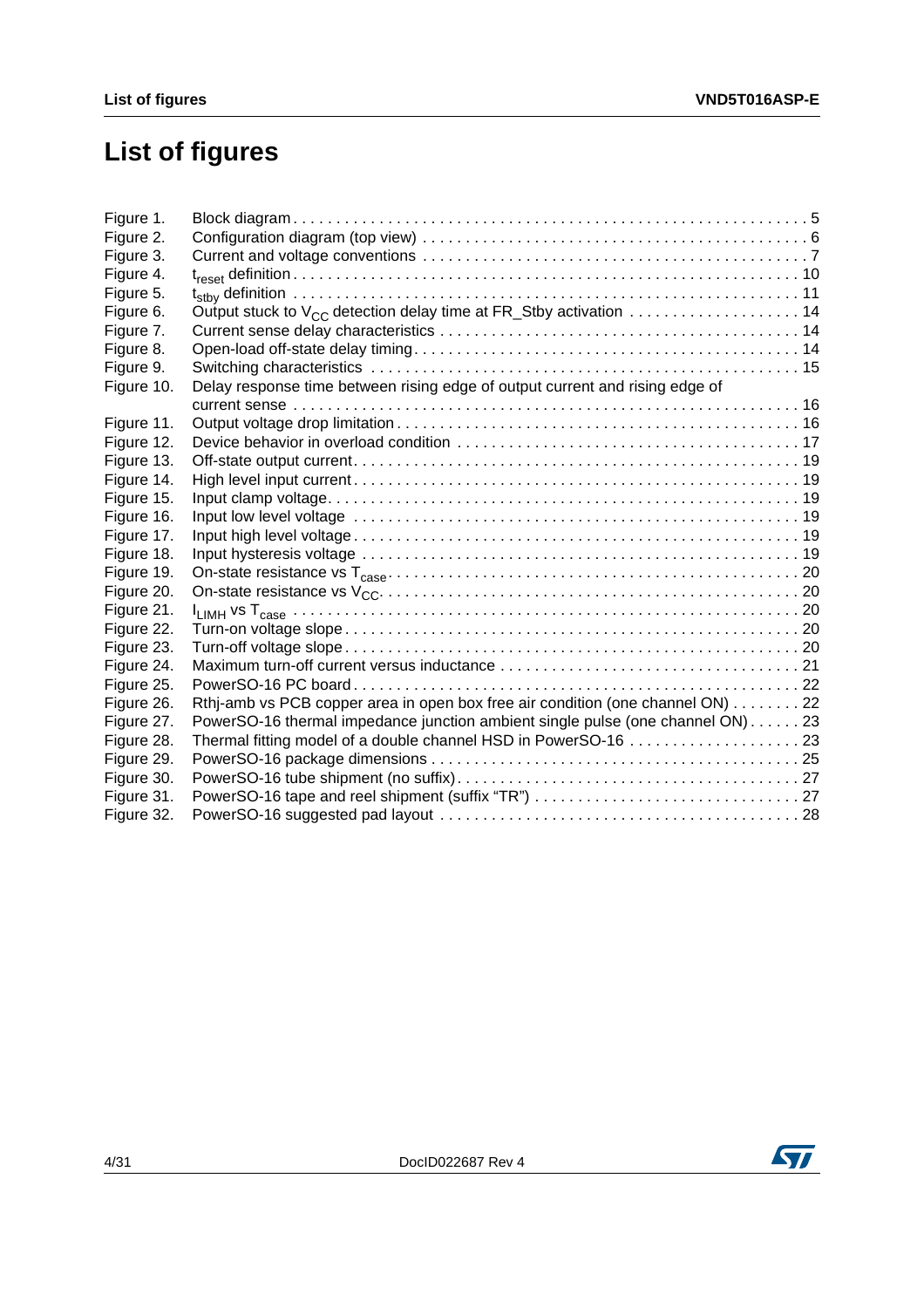# List of figures

| | | |
|---|---|---|
| Figure 1. | Block diagram | 5 |
| Figure 2. | Configuration diagram (top view) | 6 |
| Figure 3. | Current and voltage conventions | 7 |
| Figure 4. | $t_{reset}$ definition | 10 |
| Figure 5. | $t_{stby}$ definition | 11 |
| Figure 6. | Output stuck to $V_{CC}$ detection delay time at FR_Stby activation | 14 |
| Figure 7. | Current sense delay characteristics | 14 |
| Figure 8. | Open-load off-state delay timing | 14 |
| Figure 9. | Switching characteristics | 15 |
| Figure 10. | Delay response time between rising edge of output current and rising edge of current sense | 16 |
| Figure 11. | Output voltage drop limitation | 16 |
| Figure 12. | Device behavior in overload condition | 17 |
| Figure 13. | Off-state output current | 19 |
| Figure 14. | High level input current | 19 |
| Figure 15. | Input clamp voltage | 19 |
| Figure 16. | Input low level voltage | 19 |
| Figure 17. | Input high level voltage | 19 |
| Figure 18. | Input hysteresis voltage | 19 |
| Figure 19. | On-state resistance vs $T_{case}$ | 20 |
| Figure 20. | On-state resistance vs $V_{CC}$ | 20 |
| Figure 21. | $I_{LIMH}$ vs $T_{case}$ | 20 |
| Figure 22. | Turn-on voltage slope | 20 |
| Figure 23. | Turn-off voltage slope | 20 |
| Figure 24. | Maximum turn-off current versus inductance | 21 |
| Figure 25. | PowerSO-16 PC board | 22 |
| Figure 26. | Rthj-amb vs PCB copper area in open box free air condition (one channel ON) | 22 |
| Figure 27. | PowerSO-16 thermal impedance junction ambient single pulse (one channel ON) | 23 |
| Figure 28. | Thermal fitting model of a double channel HSD in PowerSO-16 | 23 |
| Figure 29. | PowerSO-16 package dimensions | 25 |
| Figure 30. | PowerSO-16 tube shipment (no suffix) | 27 |
| Figure 31. | PowerSO-16 tape and reel shipment (suffix "TR") | 27 |
| Figure 32. | PowerSO-16 suggested pad layout | 28 |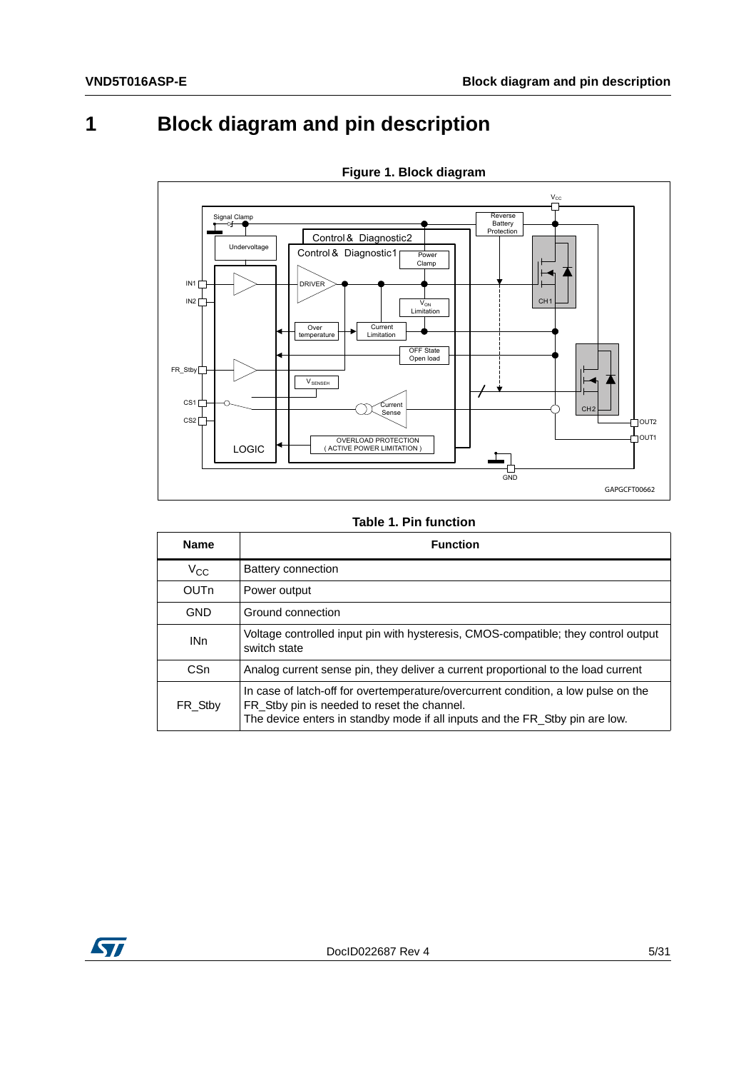# 1 Block diagram and pin description

**Figure 1. Block diagram**

**Table 1. Pin function**

| Name | Function |
|---|---|
| $V_{CC}$ | Battery connection |
| OUTn | Power output |
| GND | Ground connection |
| INn | Voltage controlled input pin with hysteresis, CMOS-compatible; they control output switch state |
| CSn | Analog current sense pin, they deliver a current proportional to the load current |
| FR_Stby | In case of latch-off for overtemperature/overcurrent condition, a low pulse on the FR_Stby pin is needed to reset the channel. The device enters in standby mode if all inputs and the FR_Stby pin are low. |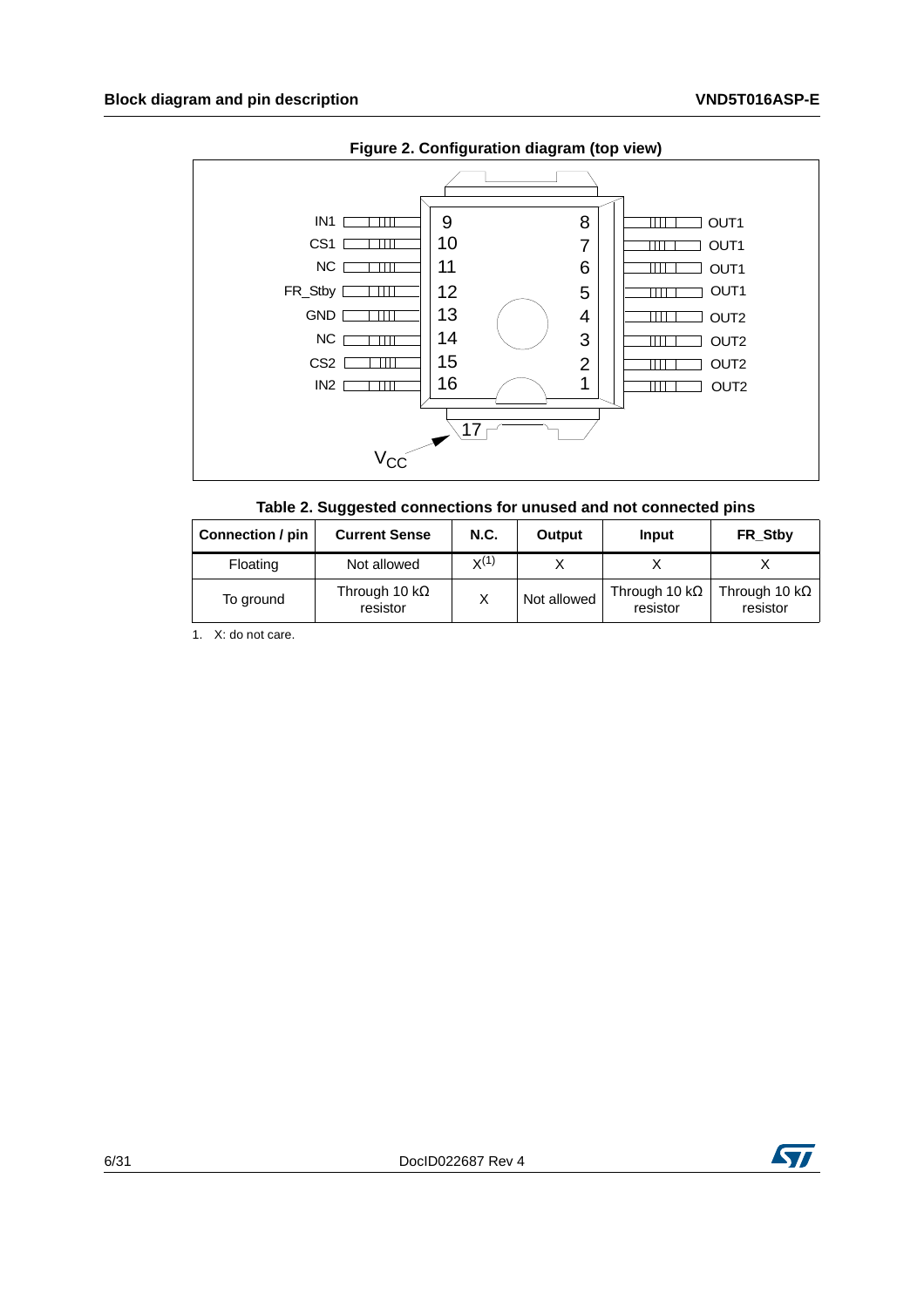**Figure 2. Configuration diagram (top view)**

| Pin name | Pin | Pin | Pin name |
|---|---|---|---|
| IN1 | 9 | 8 | OUT1 |
| CS1 | 10 | 7 | OUT1 |
| NC | 11 | 6 | OUT1 |
| FR_Stby | 12 | 5 | OUT1 |
| GND | 13 | 4 | OUT2 |
| NC | 14 | 3 | OUT2 |
| CS2 | 15 | 2 | OUT2 |
| IN2 | 16 | 1 | OUT2 |

Pin 17: $V_{CC}$

**Table 2. Suggested connections for unused and not connected pins**

| Connection / pin | Current Sense | N.C. | Output | Input | FR_Stby |
|---|---|---|---|---|---|
| Floating | Not allowed | X[1] | X | X | X |
| To ground | Through 10 kΩ resistor | X | Not allowed | Through 10 kΩ resistor | Through 10 kΩ resistor |

1. X: do not care.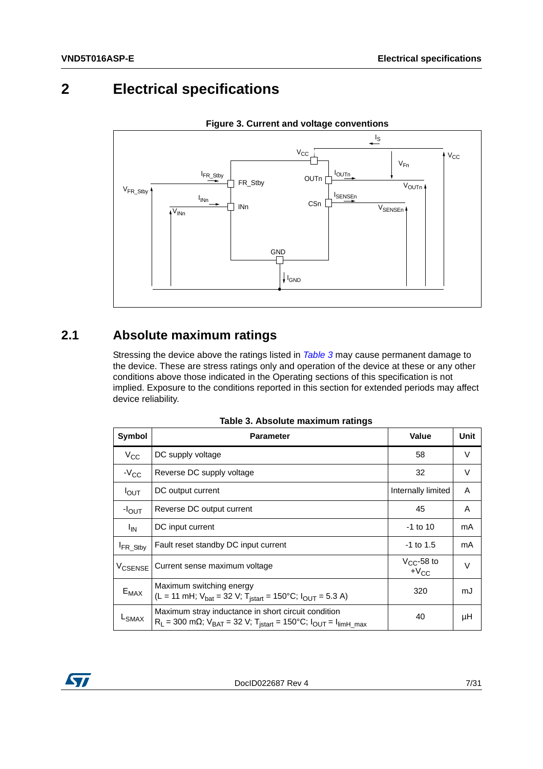# 2 Electrical specifications

**Figure 3. Current and voltage conventions**

## 2.1 Absolute maximum ratings

Stressing the device above the ratings listed in *Table 3* may cause permanent damage to the device. These are stress ratings only and operation of the device at these or any other conditions above those indicated in the Operating sections of this specification is not implied. Exposure to the conditions reported in this section for extended periods may affect device reliability.

**Table 3. Absolute maximum ratings**

| Symbol | Parameter | Value | Unit |
|---|---|---|---|
| $V_{CC}$ | DC supply voltage | 58 | V |
| $-V_{CC}$ | Reverse DC supply voltage | 32 | V |
| $I_{OUT}$ | DC output current | Internally limited | A |
| $-I_{OUT}$ | Reverse DC output current | 45 | A |
| $I_{IN}$ | DC input current | -1 to 10 | mA |
| $I_{FR\_Stby}$ | Fault reset standby DC input current | -1 to 1.5 | mA |
| $V_{CSENSE}$ | Current sense maximum voltage | $V_{CC}$-58 to $+V_{CC}$ | V |
| $E_{MAX}$ | Maximum switching energy ($L = 11$ mH; $V_{bat} = 32$ V; $T_{jstart} = 150°C$; $I_{OUT} = 5.3$ A) | 320 | mJ |
| $L_{SMAX}$ | Maximum stray inductance in short circuit condition $R_L = 300$ mΩ; $V_{BAT} = 32$ V; $T_{jstart} = 150°C$; $I_{OUT} = I_{limH\_max}$ | 40 | µH |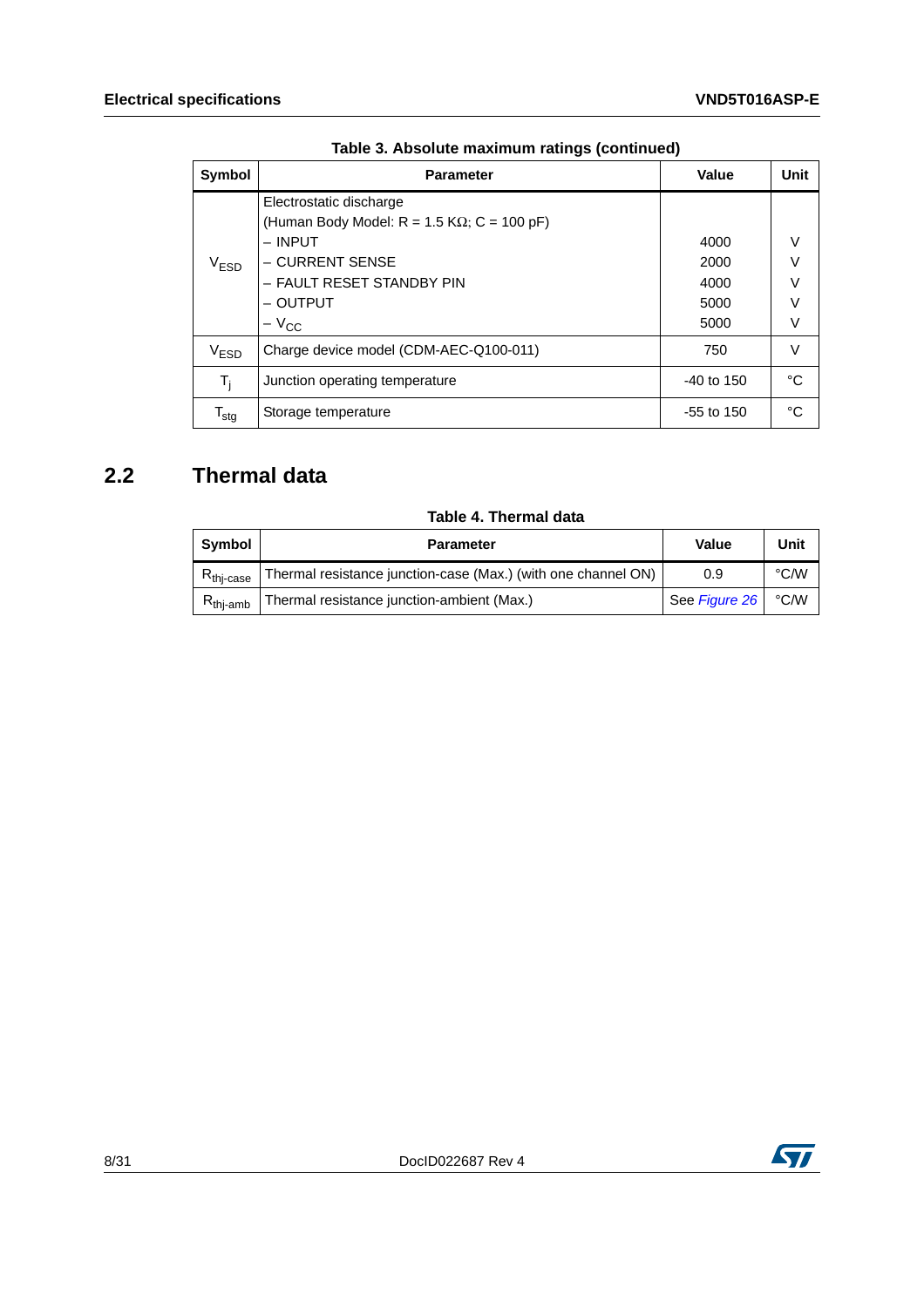**Table 3. Absolute maximum ratings (continued)**

| Symbol | Parameter | Value | Unit |
|---|---|---|---|
| $V_{ESD}$ | Electrostatic discharge (Human Body Model: R = 1.5 KΩ; C = 100 pF)<br>– INPUT<br>– CURRENT SENSE<br>– FAULT RESET STANDBY PIN<br>– OUTPUT<br>– $V_{CC}$ | <br><br>4000<br>2000<br>4000<br>5000<br>5000 | <br><br>V<br>V<br>V<br>V<br>V |
| $V_{ESD}$ | Charge device model (CDM-AEC-Q100-011) | 750 | V |
| $T_j$ | Junction operating temperature | -40 to 150 | °C |
| $T_{stg}$ | Storage temperature | -55 to 150 | °C |

## 2.2 Thermal data

**Table 4. Thermal data**

| Symbol | Parameter | Value | Unit |
|---|---|---|---|
| $R_{thj\text{-}case}$ | Thermal resistance junction-case (Max.) (with one channel ON) | 0.9 | °C/W |
| $R_{thj\text{-}amb}$ | Thermal resistance junction-ambient (Max.) | See *Figure 26* | °C/W |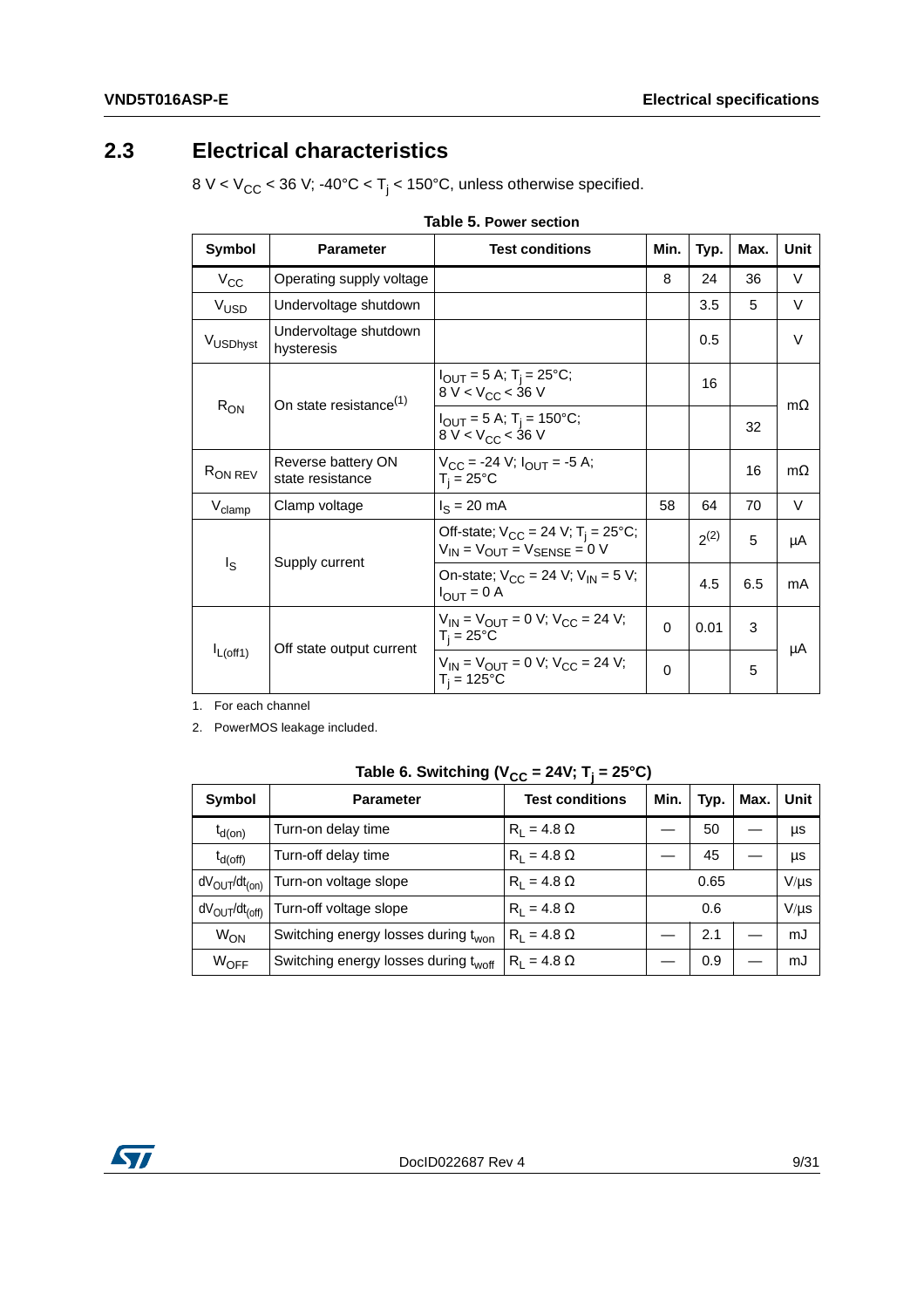## 2.3 Electrical characteristics

8 V < $V_{CC}$ < 36 V; -40°C < $T_j$ < 150°C, unless otherwise specified.

**Table 5. Power section**

| Symbol | Parameter | Test conditions | Min. | Typ. | Max. | Unit |
|---|---|---|---|---|---|---|
| $V_{CC}$ | Operating supply voltage | | 8 | 24 | 36 | V |
| $V_{USD}$ | Undervoltage shutdown | | | 3.5 | 5 | V |
| $V_{USDhyst}$ | Undervoltage shutdown hysteresis | | | 0.5 | | V |
| $R_{ON}$ | On state resistance[1] | $I_{OUT}$ = 5 A; $T_j$ = 25°C; 8 V < $V_{CC}$ < 36 V | | 16 | | mΩ |
| | | $I_{OUT}$ = 5 A; $T_j$ = 150°C; 8 V < $V_{CC}$ < 36 V | | | 32 | mΩ |
| $R_{ON\ REV}$ | Reverse battery ON state resistance | $V_{CC}$ = -24 V; $I_{OUT}$ = -5 A; $T_j$ = 25°C | | | 16 | mΩ |
| $V_{clamp}$ | Clamp voltage | $I_S$ = 20 mA | 58 | 64 | 70 | V |
| $I_S$ | Supply current | Off-state; $V_{CC}$ = 24 V; $T_j$ = 25°C; $V_{IN}$ = $V_{OUT}$ = $V_{SENSE}$ = 0 V | | 2[2] | 5 | µA |
| | | On-state; $V_{CC}$ = 24 V; $V_{IN}$ = 5 V; $I_{OUT}$ = 0 A | | 4.5 | 6.5 | mA |
| $I_{L(off1)}$ | Off state output current | $V_{IN}$ = $V_{OUT}$ = 0 V; $V_{CC}$ = 24 V; $T_j$ = 25°C | 0 | 0.01 | 3 | µA |
| | | $V_{IN}$ = $V_{OUT}$ = 0 V; $V_{CC}$ = 24 V; $T_j$ = 125°C | 0 | | 5 | µA |

1. For each channel
2. PowerMOS leakage included.

**Table 6. Switching ($V_{CC}$ = 24V; $T_j$ = 25°C)**

| Symbol | Parameter | Test conditions | Min. | Typ. | Max. | Unit |
|---|---|---|---|---|---|---|
| $t_{d(on)}$ | Turn-on delay time | $R_L$ = 4.8 Ω | — | 50 | — | µs |
| $t_{d(off)}$ | Turn-off delay time | $R_L$ = 4.8 Ω | — | 45 | — | µs |
| $dV_{OUT}/dt_{(on)}$ | Turn-on voltage slope | $R_L$ = 4.8 Ω | | 0.65 | | V/µs |
| $dV_{OUT}/dt_{(off)}$ | Turn-off voltage slope | $R_L$ = 4.8 Ω | | 0.6 | | V/µs |
| $W_{ON}$ | Switching energy losses during $t_{won}$ | $R_L$ = 4.8 Ω | — | 2.1 | — | mJ |
| $W_{OFF}$ | Switching energy losses during $t_{woff}$ | $R_L$ = 4.8 Ω | — | 0.9 | — | mJ |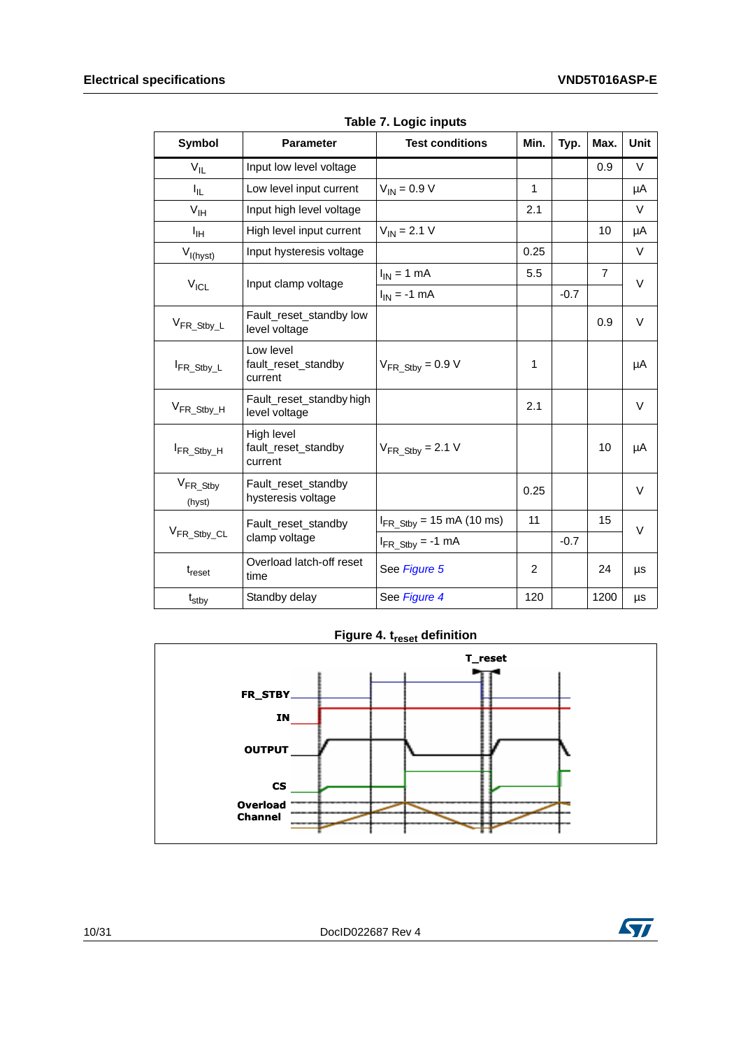Table 7. Logic inputs

| Symbol | Parameter | Test conditions | Min. | Typ. | Max. | Unit |
|---|---|---|---|---|---|---|
| $V_{IL}$ | Input low level voltage | | | | 0.9 | V |
| $I_{IL}$ | Low level input current | $V_{IN}$ = 0.9 V | 1 | | | µA |
| $V_{IH}$ | Input high level voltage | | 2.1 | | | V |
| $I_{IH}$ | High level input current | $V_{IN}$ = 2.1 V | | | 10 | µA |
| $V_{I(hyst)}$ | Input hysteresis voltage | | 0.25 | | | V |
| $V_{ICL}$ | Input clamp voltage | $I_{IN}$ = 1 mA | 5.5 | | 7 | V |
| | | $I_{IN}$ = -1 mA | | -0.7 | | |
| $V_{FR\_Stby\_L}$ | Fault_reset_standby low level voltage | | | | 0.9 | V |
| $I_{FR\_Stby\_L}$ | Low level fault_reset_standby current | $V_{FR\_Stby}$ = 0.9 V | 1 | | | µA |
| $V_{FR\_Stby\_H}$ | Fault_reset_standby high level voltage | | 2.1 | | | V |
| $I_{FR\_Stby\_H}$ | High level fault_reset_standby current | $V_{FR\_Stby}$ = 2.1 V | | | 10 | µA |
| $V_{FR\_Stby}$ (hyst) | Fault_reset_standby hysteresis voltage | | 0.25 | | | V |
| $V_{FR\_Stby\_CL}$ | Fault_reset_standby clamp voltage | $I_{FR\_Stby}$ = 15 mA (10 ms) | 11 | | 15 | V |
| | | $I_{FR\_Stby}$ = -1 mA | | -0.7 | | |
| $t_{reset}$ | Overload latch-off reset time | See *Figure 5* | 2 | | 24 | µs |
| $t_{stby}$ | Standby delay | See *Figure 4* | 120 | | 1200 | µs |

**Figure 4. $t_{reset}$ definition**

T_reset

FR_STBY

IN

OUTPUT

CS

Overload Channel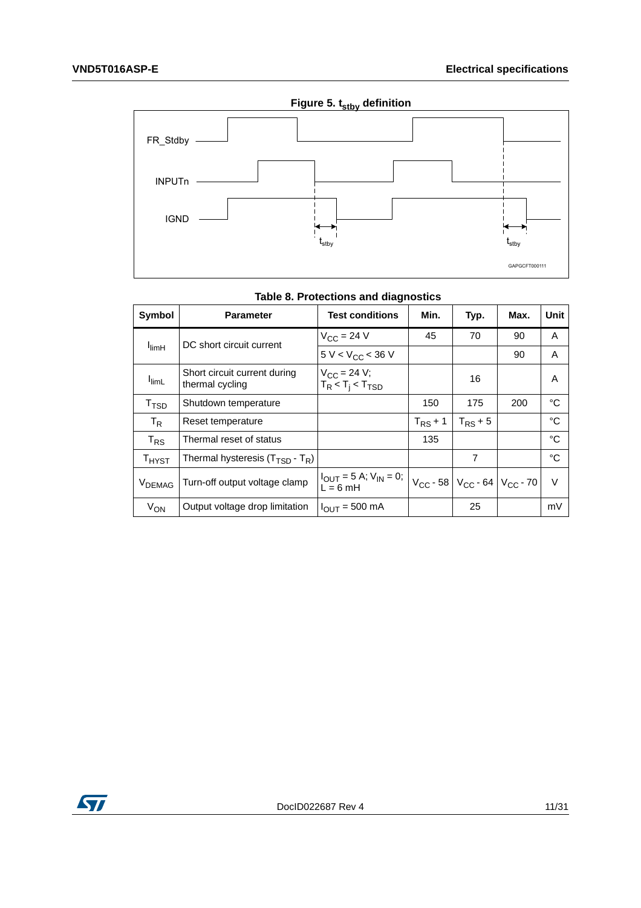**Figure 5. $t_{stby}$ definition**

**Table 8. Protections and diagnostics**

| Symbol | Parameter | Test conditions | Min. | Typ. | Max. | Unit |
|---|---|---|---|---|---|---|
| $I_{limH}$ | DC short circuit current | $V_{CC}$ = 24 V | 45 | 70 | 90 | A |
| | | 5 V < $V_{CC}$ < 36 V | | | 90 | A |
| $I_{limL}$ | Short circuit current during thermal cycling | $V_{CC}$ = 24 V; $T_R < T_j < T_{TSD}$ | | 16 | | A |
| $T_{TSD}$ | Shutdown temperature | | 150 | 175 | 200 | °C |
| $T_R$ | Reset temperature | | $T_{RS}$ + 1 | $T_{RS}$ + 5 | | °C |
| $T_{RS}$ | Thermal reset of status | | 135 | | | °C |
| $T_{HYST}$ | Thermal hysteresis ($T_{TSD}$ - $T_R$) | | | 7 | | °C |
| $V_{DEMAG}$ | Turn-off output voltage clamp | $I_{OUT}$ = 5 A; $V_{IN}$ = 0; L = 6 mH | $V_{CC}$ - 58 | $V_{CC}$ - 64 | $V_{CC}$ - 70 | V |
| $V_{ON}$ | Output voltage drop limitation | $I_{OUT}$ = 500 mA | | 25 | | mV |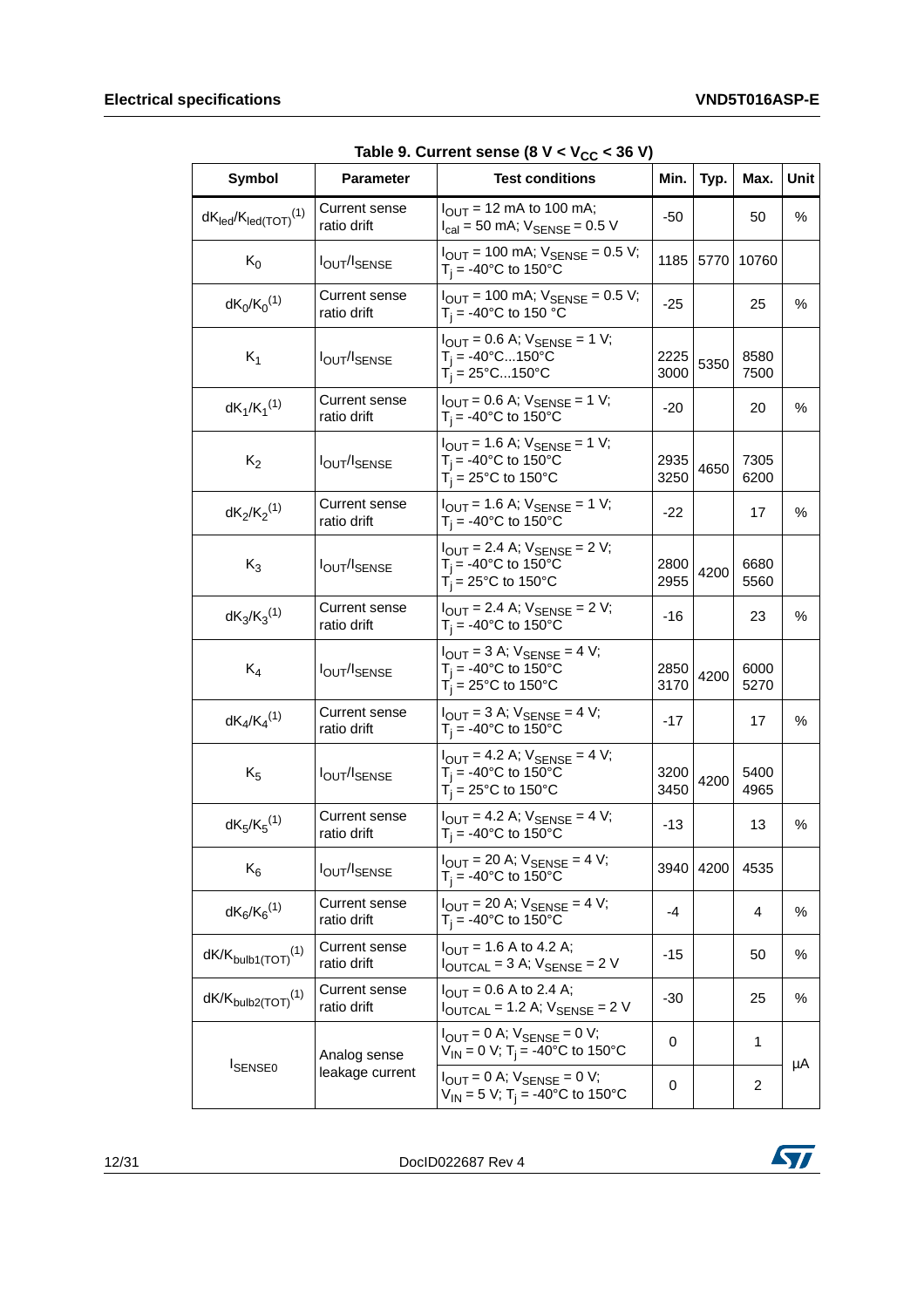**Table 9. Current sense (8 V < $V_{CC}$ < 36 V)**

| Symbol | Parameter | Test conditions | Min. | Typ. | Max. | Unit |
|---|---|---|---|---|---|---|
| $dK_{led}/K_{led(TOT)}$(1) | Current sense ratio drift | $I_{OUT}$ = 12 mA to 100 mA; $I_{cal}$ = 50 mA; $V_{SENSE}$ = 0.5 V | -50 | | 50 | % |
| $K_0$ | $I_{OUT}/I_{SENSE}$ | $I_{OUT}$ = 100 mA; $V_{SENSE}$ = 0.5 V; $T_j$ = -40°C to 150°C | 1185 | 5770 | 10760 | |
| $dK_0/K_0$(1) | Current sense ratio drift | $I_{OUT}$ = 100 mA; $V_{SENSE}$ = 0.5 V; $T_j$ = -40°C to 150 °C | -25 | | 25 | % |
| $K_1$ | $I_{OUT}/I_{SENSE}$ | $I_{OUT}$ = 0.6 A; $V_{SENSE}$ = 1 V; $T_j$ = -40°C...150°C<br>$T_j$ = 25°C...150°C | 2225<br>3000 | 5350 | 8580<br>7500 | |
| $dK_1/K_1$(1) | Current sense ratio drift | $I_{OUT}$ = 0.6 A; $V_{SENSE}$ = 1 V; $T_j$ = -40°C to 150°C | -20 | | 20 | % |
| $K_2$ | $I_{OUT}/I_{SENSE}$ | $I_{OUT}$ = 1.6 A; $V_{SENSE}$ = 1 V; $T_j$ = -40°C to 150°C<br>$T_j$ = 25°C to 150°C | 2935<br>3250 | 4650 | 7305<br>6200 | |
| $dK_2/K_2$(1) | Current sense ratio drift | $I_{OUT}$ = 1.6 A; $V_{SENSE}$ = 1 V; $T_j$ = -40°C to 150°C | -22 | | 17 | % |
| $K_3$ | $I_{OUT}/I_{SENSE}$ | $I_{OUT}$ = 2.4 A; $V_{SENSE}$ = 2 V; $T_j$ = -40°C to 150°C<br>$T_j$ = 25°C to 150°C | 2800<br>2955 | 4200 | 6680<br>5560 | |
| $dK_3/K_3$(1) | Current sense ratio drift | $I_{OUT}$ = 2.4 A; $V_{SENSE}$ = 2 V; $T_j$ = -40°C to 150°C | -16 | | 23 | % |
| $K_4$ | $I_{OUT}/I_{SENSE}$ | $I_{OUT}$ = 3 A; $V_{SENSE}$ = 4 V; $T_j$ = -40°C to 150°C<br>$T_j$ = 25°C to 150°C | 2850<br>3170 | 4200 | 6000<br>5270 | |
| $dK_4/K_4$(1) | Current sense ratio drift | $I_{OUT}$ = 3 A; $V_{SENSE}$ = 4 V; $T_j$ = -40°C to 150°C | -17 | | 17 | % |
| $K_5$ | $I_{OUT}/I_{SENSE}$ | $I_{OUT}$ = 4.2 A; $V_{SENSE}$ = 4 V; $T_j$ = -40°C to 150°C<br>$T_j$ = 25°C to 150°C | 3200<br>3450 | 4200 | 5400<br>4965 | |
| $dK_5/K_5$(1) | Current sense ratio drift | $I_{OUT}$ = 4.2 A; $V_{SENSE}$ = 4 V; $T_j$ = -40°C to 150°C | -13 | | 13 | % |
| $K_6$ | $I_{OUT}/I_{SENSE}$ | $I_{OUT}$ = 20 A; $V_{SENSE}$ = 4 V; $T_j$ = -40°C to 150°C | 3940 | 4200 | 4535 | |
| $dK_6/K_6$(1) | Current sense ratio drift | $I_{OUT}$ = 20 A; $V_{SENSE}$ = 4 V; $T_j$ = -40°C to 150°C | -4 | | 4 | % |
| $dK/K_{bulb1(TOT)}$(1) | Current sense ratio drift | $I_{OUT}$ = 1.6 A to 4.2 A; $I_{OUTCAL}$ = 3 A; $V_{SENSE}$ = 2 V | -15 | | 50 | % |
| $dK/K_{bulb2(TOT)}$(1) | Current sense ratio drift | $I_{OUT}$ = 0.6 A to 2.4 A; $I_{OUTCAL}$ = 1.2 A; $V_{SENSE}$ = 2 V | -30 | | 25 | % |
| $I_{SENSE0}$ | Analog sense leakage current | $I_{OUT}$ = 0 A; $V_{SENSE}$ = 0 V; $V_{IN}$ = 0 V; $T_j$ = -40°C to 150°C | 0 | | 1 | µA |
| | | $I_{OUT}$ = 0 A; $V_{SENSE}$ = 0 V; $V_{IN}$ = 5 V; $T_j$ = -40°C to 150°C | 0 | | 2 | |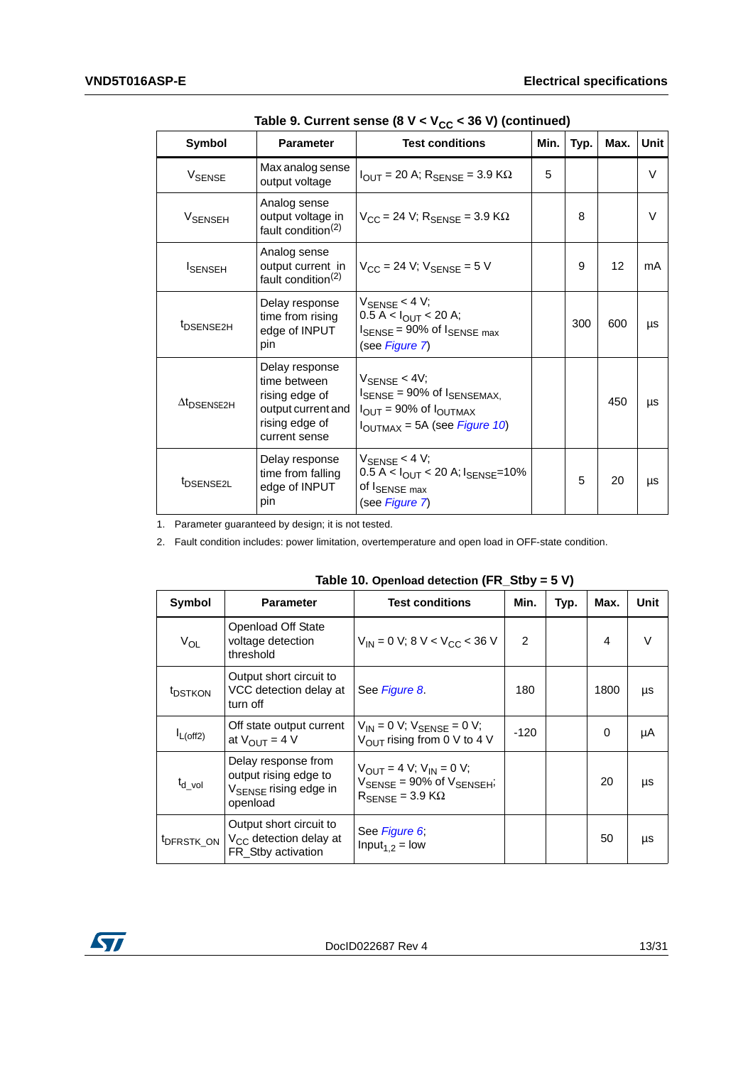**Table 9. Current sense (8 V < $V_{CC}$ < 36 V) (continued)**

| Symbol | Parameter | Test conditions | Min. | Typ. | Max. | Unit |
|---|---|---|---|---|---|---|
| $V_{SENSE}$ | Max analog sense output voltage | $I_{OUT}$ = 20 A; $R_{SENSE}$ = 3.9 KΩ | 5 | | | V |
| $V_{SENSEH}$ | Analog sense output voltage in fault condition(2) | $V_{CC}$ = 24 V; $R_{SENSE}$ = 3.9 KΩ | | 8 | | V |
| $I_{SENSEH}$ | Analog sense output current in fault condition(2) | $V_{CC}$ = 24 V; $V_{SENSE}$ = 5 V | | 9 | 12 | mA |
| $t_{DSENSE2H}$ | Delay response time from rising edge of INPUT pin | $V_{SENSE}$ < 4 V; 0.5 A < $I_{OUT}$ < 20 A; $I_{SENSE}$ = 90% of $I_{SENSE\ max}$ (see *Figure 7*) | | 300 | 600 | µs |
| $\Delta t_{DSENSE2H}$ | Delay response time between rising edge of output current and rising edge of current sense | $V_{SENSE}$ < 4V; $I_{SENSE}$ = 90% of $I_{SENSEMAX}$, $I_{OUT}$ = 90% of $I_{OUTMAX}$ $I_{OUTMAX}$ = 5A (see *Figure 10*) | | | 450 | µs |
| $t_{DSENSE2L}$ | Delay response time from falling edge of INPUT pin | $V_{SENSE}$ < 4 V; 0.5 A < $I_{OUT}$ < 20 A; $I_{SENSE}$=10% of $I_{SENSE\ max}$ (see *Figure 7*) | | 5 | 20 | µs |

1. Parameter guaranteed by design; it is not tested.
2. Fault condition includes: power limitation, overtemperature and open load in OFF-state condition.

**Table 10. Openload detection (FR_Stby = 5 V)**

| Symbol | Parameter | Test conditions | Min. | Typ. | Max. | Unit |
|---|---|---|---|---|---|---|
| $V_{OL}$ | Openload Off State voltage detection threshold | $V_{IN}$ = 0 V; 8 V < $V_{CC}$ < 36 V | 2 | | 4 | V |
| $t_{DSTKON}$ | Output short circuit to VCC detection delay at turn off | See *Figure 8*. | 180 | | 1800 | µs |
| $I_{L(off2)}$ | Off state output current at $V_{OUT}$ = 4 V | $V_{IN}$ = 0 V; $V_{SENSE}$ = 0 V; $V_{OUT}$ rising from 0 V to 4 V | -120 | | 0 | µA |
| $t_{d\_vol}$ | Delay response from output rising edge to $V_{SENSE}$ rising edge in openload | $V_{OUT}$ = 4 V; $V_{IN}$ = 0 V; $V_{SENSE}$ = 90% of $V_{SENSEH}$; $R_{SENSE}$ = 3.9 KΩ | | | 20 | µs |
| $t_{DFRSTK\_ON}$ | Output short circuit to $V_{CC}$ detection delay at FR_Stby activation | See *Figure 6*; $Input_{1,2}$ = low | | | 50 | µs |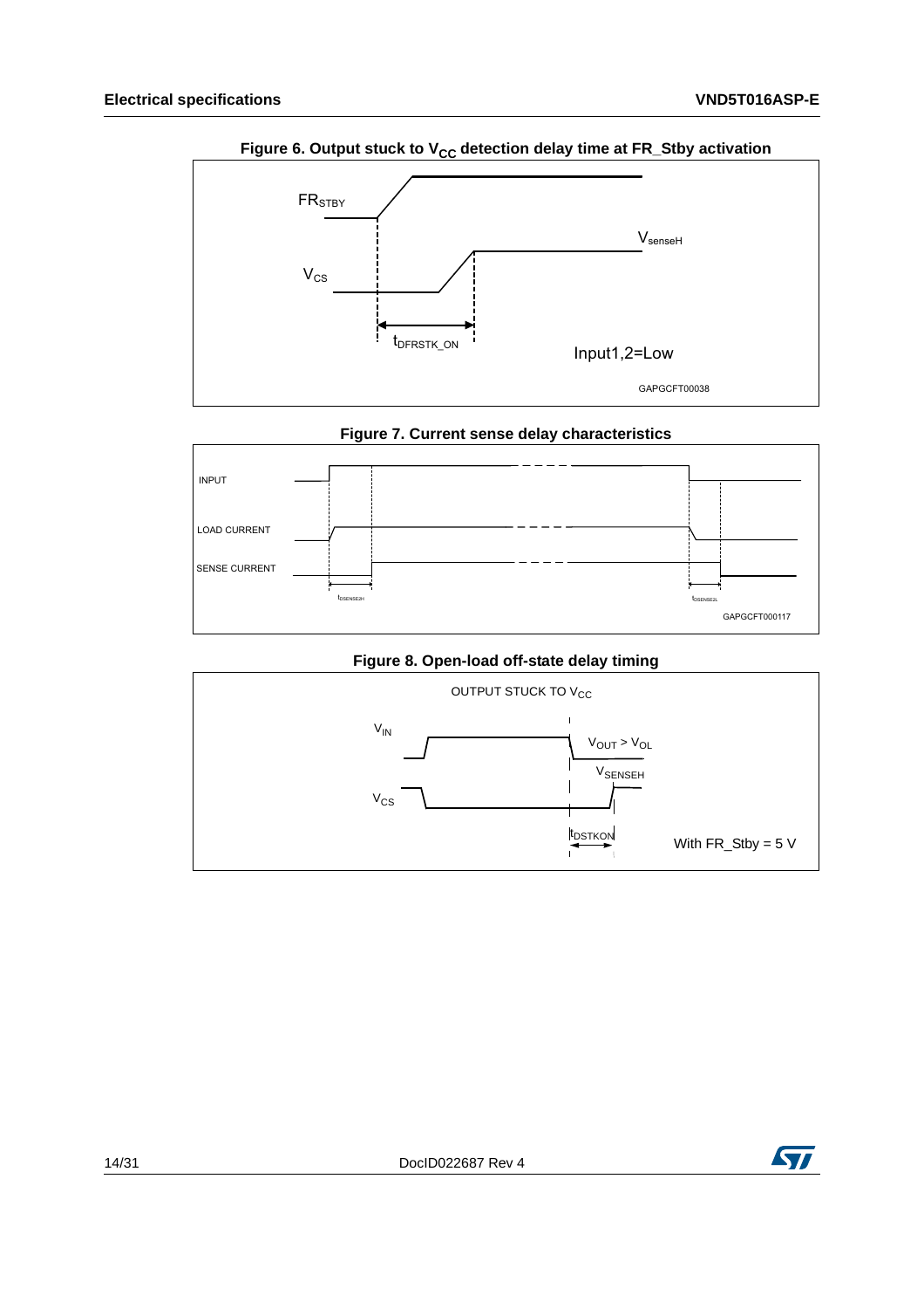**Figure 6. Output stuck to $V_{CC}$ detection delay time at FR_Stby activation**

$FR_{STBY}$

$V_{senseH}$

$V_{CS}$

$t_{DFRSTK\_ON}$

Input1,2=Low

GAPGCFT00038

**Figure 7. Current sense delay characteristics**

INPUT

LOAD CURRENT

SENSE CURRENT

$t_{DSENSE2H}$

$t_{DSENSE2L}$

GAPGCFT000117

**Figure 8. Open-load off-state delay timing**

OUTPUT STUCK TO $V_{CC}$

$V_{IN}$

$V_{OUT} > V_{OL}$

$V_{SENSEH}$

$V_{CS}$

$t_{DSTKON}$

With FR_Stby = 5 V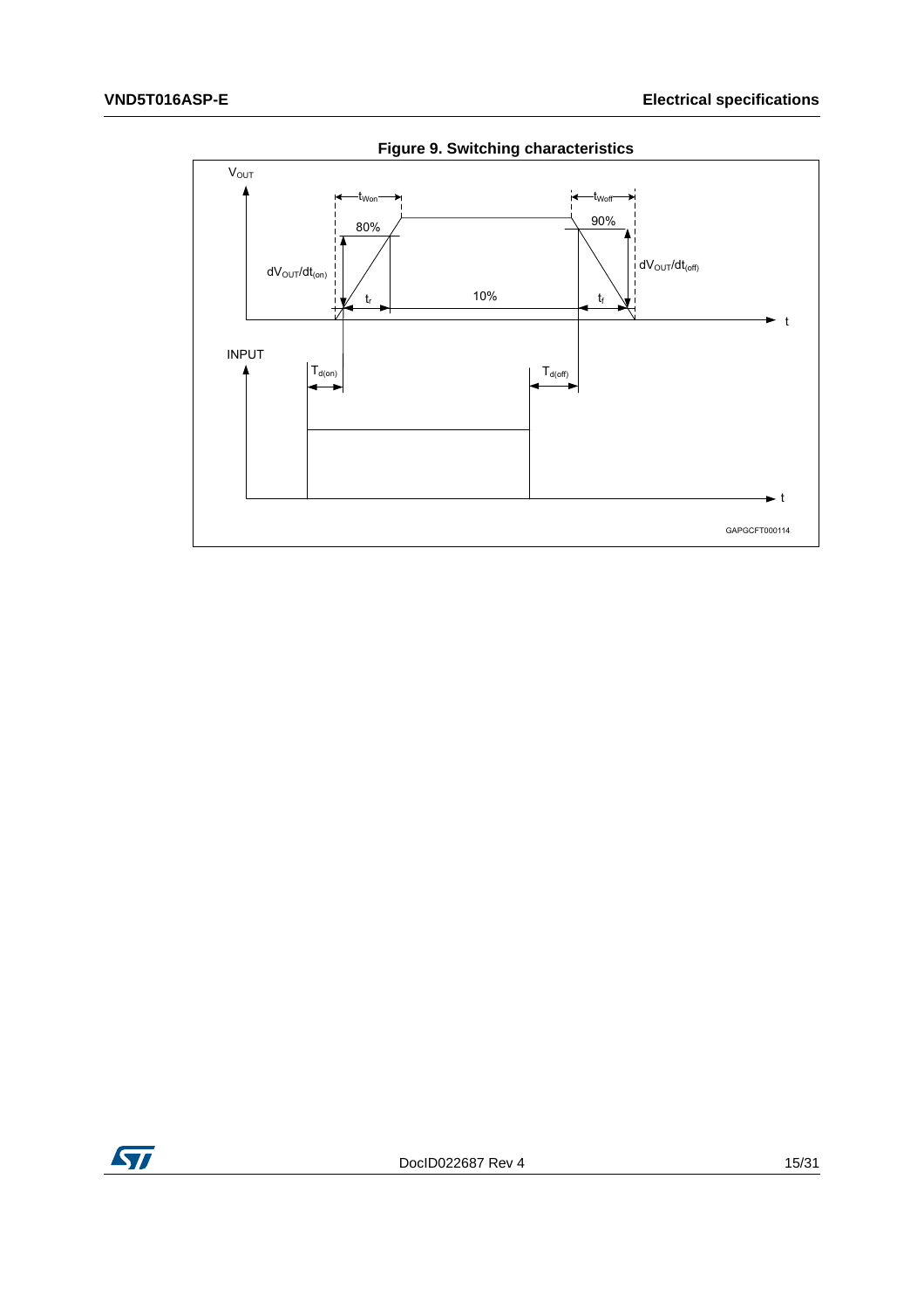**Figure 9. Switching characteristics**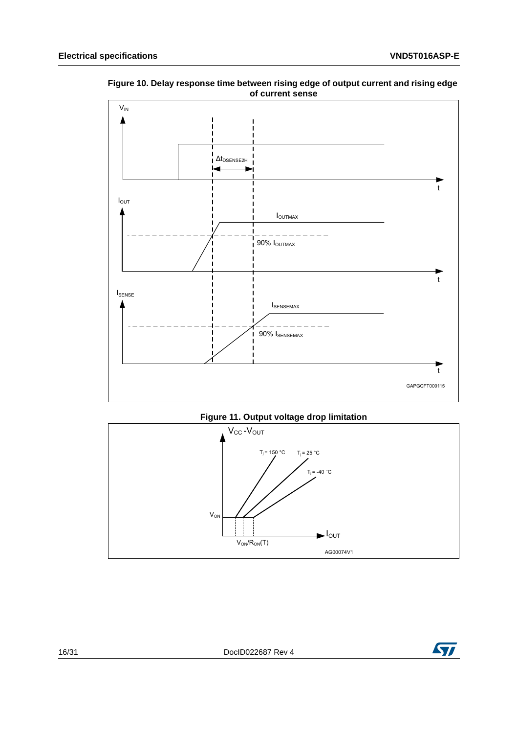**Figure 10. Delay response time between rising edge of output current and rising edge of current sense**

**Figure 11. Output voltage drop limitation**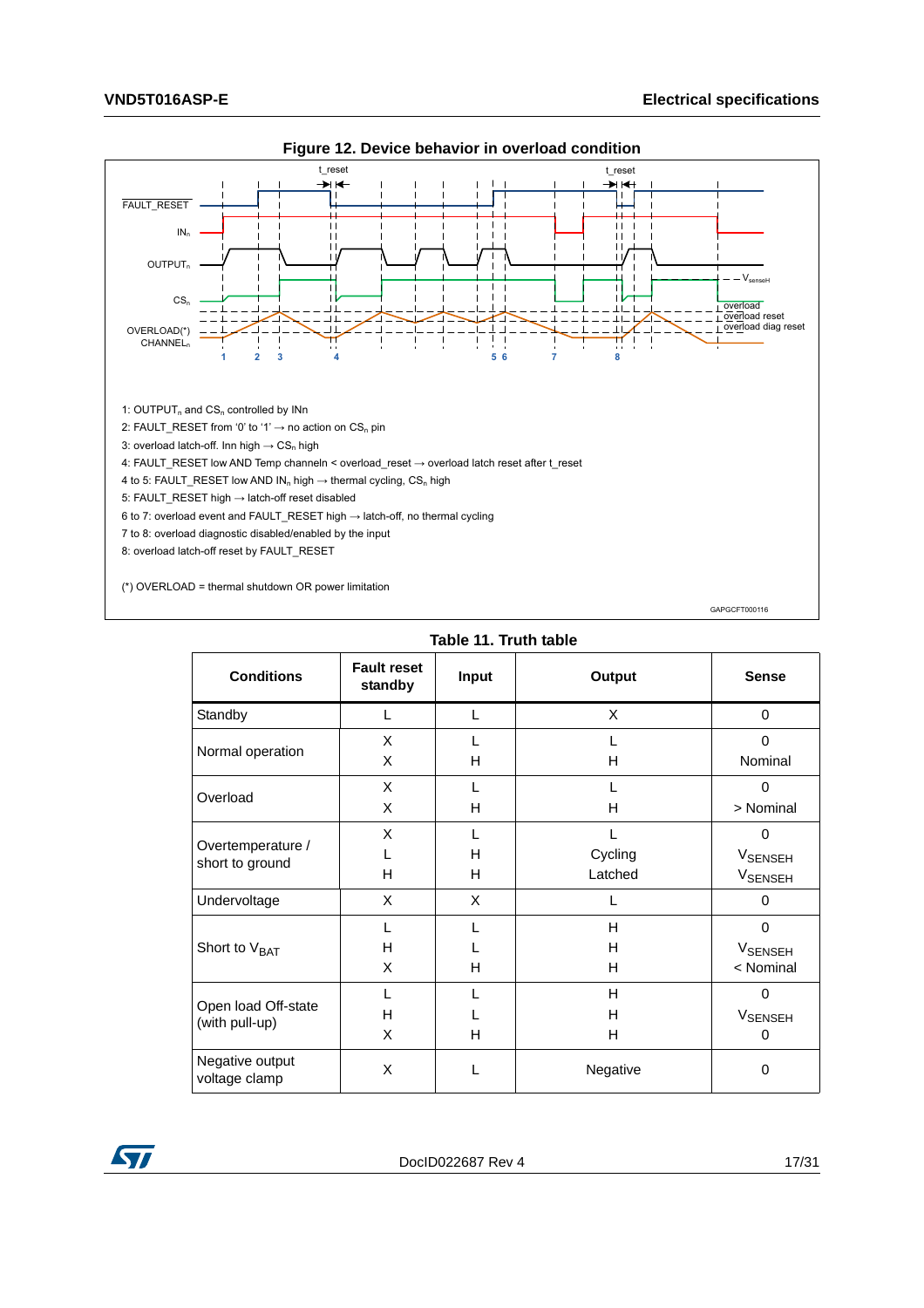**Figure 12. Device behavior in overload condition**

1: $OUTPUT_n$ and $CS_n$ controlled by INn

2: FAULT_RESET from '0' to '1' → no action on $CS_n$ pin

3: overload latch-off. Inn high → $CS_n$ high

4: FAULT_RESET low AND Temp channeln < overload_reset → overload latch reset after t_reset

4 to 5: FAULT_RESET low AND $IN_n$ high → thermal cycling, $CS_n$ high

5: FAULT_RESET high → latch-off reset disabled

6 to 7: overload event and FAULT_RESET high → latch-off, no thermal cycling

7 to 8: overload diagnostic disabled/enabled by the input

8: overload latch-off reset by FAULT_RESET

(*) OVERLOAD = thermal shutdown OR power limitation

GAPGCFT000116

**Table 11. Truth table**

| Conditions | Fault reset standby | Input | Output | Sense |
|---|---|---|---|---|
| Standby | L | L | X | 0 |
| Normal operation | X<br>X | L<br>H | L<br>H | 0<br>Nominal |
| Overload | X<br>X | L<br>H | L<br>H | 0<br>> Nominal |
| Overtemperature / short to ground | X<br>L<br>H | L<br>H<br>H | L<br>Cycling<br>Latched | 0<br>$V_{SENSEH}$<br>$V_{SENSEH}$ |
| Undervoltage | X | X | L | 0 |
| Short to $V_{BAT}$ | L<br>H<br>X | L<br>L<br>H | H<br>H<br>H | 0<br>$V_{SENSEH}$<br>< Nominal |
| Open load Off-state (with pull-up) | L<br>H<br>X | L<br>L<br>H | H<br>H<br>H | 0<br>$V_{SENSEH}$<br>0 |
| Negative output voltage clamp | X | L | Negative | 0 |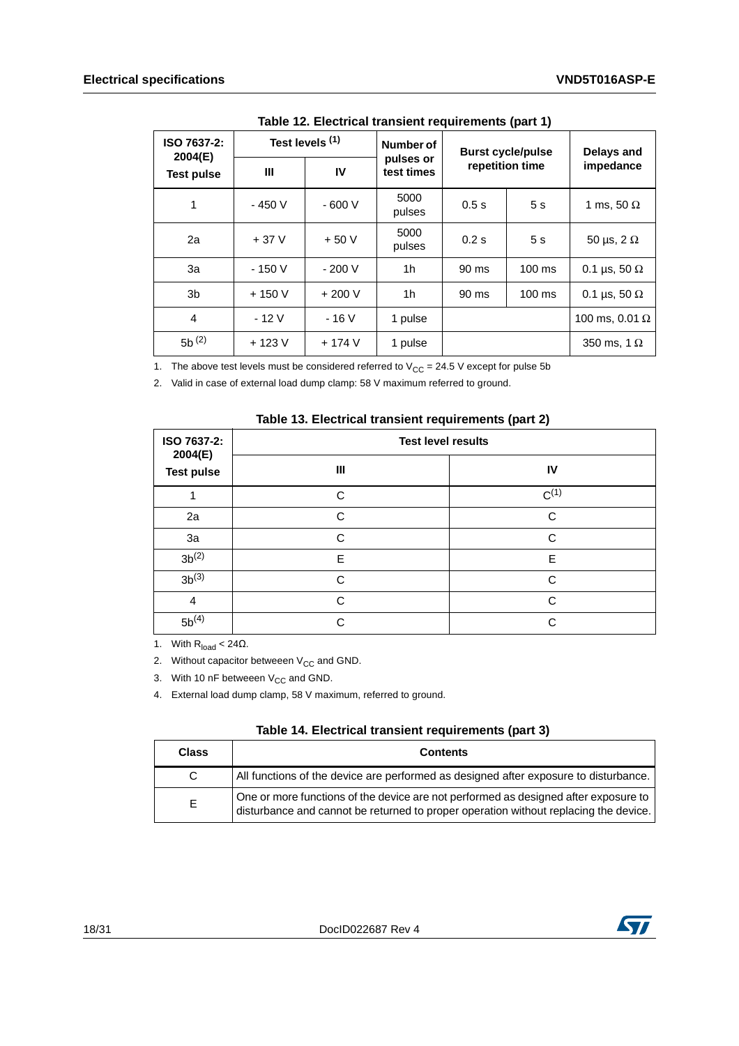**Table 12. Electrical transient requirements (part 1)**

| ISO 7637-2: 2004(E) Test pulse | Test levels [(1)] | | Number of pulses or test times | Burst cycle/pulse repetition time | | Delays and impedance |
|---|---|---|---|---|---|---|
| | III | IV | | | | |
| 1 | - 450 V | - 600 V | 5000 pulses | 0.5 s | 5 s | 1 ms, 50 Ω |
| 2a | + 37 V | + 50 V | 5000 pulses | 0.2 s | 5 s | 50 µs, 2 Ω |
| 3a | - 150 V | - 200 V | 1h | 90 ms | 100 ms | 0.1 µs, 50 Ω |
| 3b | + 150 V | + 200 V | 1h | 90 ms | 100 ms | 0.1 µs, 50 Ω |
| 4 | - 12 V | - 16 V | 1 pulse | | | 100 ms, 0.01 Ω |
| 5b [(2)] | + 123 V | + 174 V | 1 pulse | | | 350 ms, 1 Ω |

1. The above test levels must be considered referred to $V_{CC}$ = 24.5 V except for pulse 5b
2. Valid in case of external load dump clamp: 58 V maximum referred to ground.

**Table 13. Electrical transient requirements (part 2)**

| ISO 7637-2: 2004(E) Test pulse | Test level results | |
|---|---|---|
| | III | IV |
| 1 | C | C[(1)] |
| 2a | C | C |
| 3a | C | C |
| 3b[(2)] | E | E |
| 3b[(3)] | C | C |
| 4 | C | C |
| 5b[(4)] | C | C |

1. With $R_{load}$ < 24Ω.
2. Without capacitor beteeen $V_{CC}$ and GND.
3. With 10 nF beteeen $V_{CC}$ and GND.
4. External load dump clamp, 58 V maximum, referred to ground.

**Table 14. Electrical transient requirements (part 3)**

| Class | Contents |
|---|---|
| C | All functions of the device are performed as designed after exposure to disturbance. |
| E | One or more functions of the device are not performed as designed after exposure to disturbance and cannot be returned to proper operation without replacing the device. |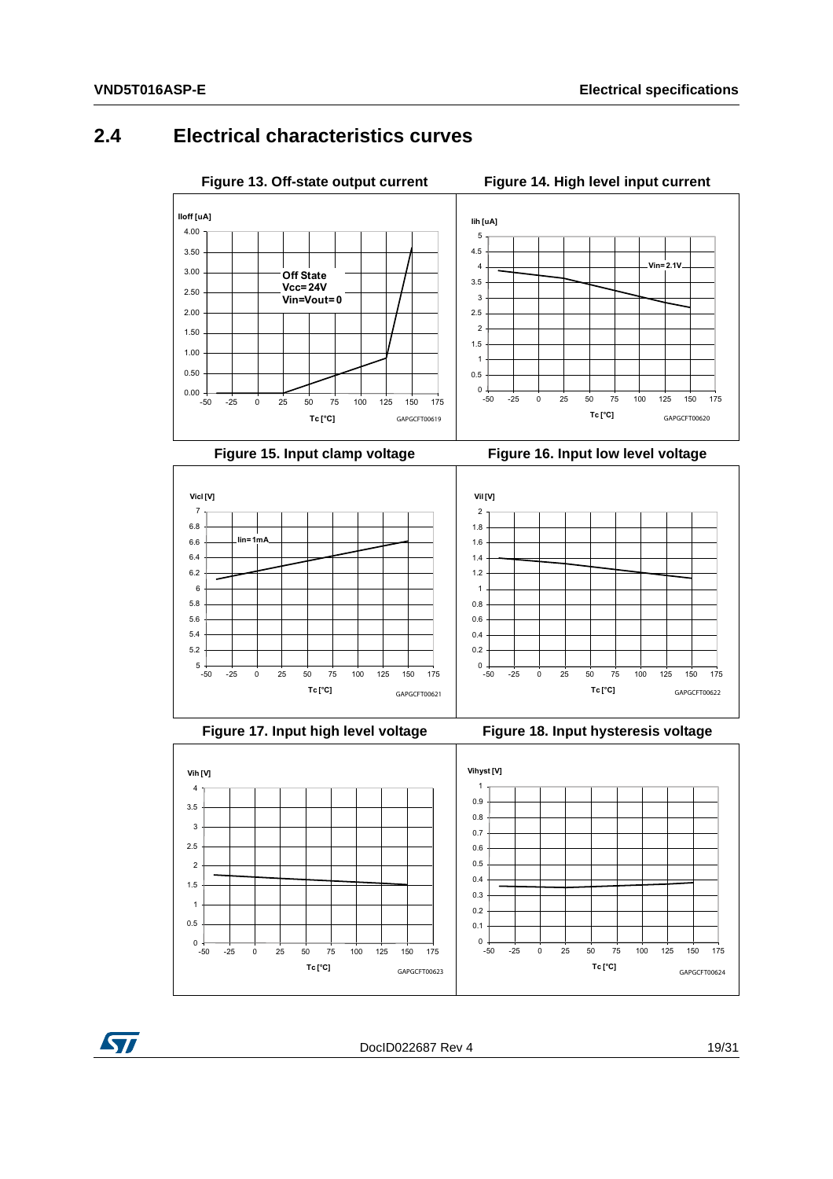## 2.4 Electrical characteristics curves

**Figure 13. Off-state output current**

Iloff [uA]

Off State
Vcc=24V
Vin=Vout=0

Tc [°C]

GAPGCFT00619

**Figure 14. High level input current**

Iih [uA]

Vin=2.1V

Tc [°C]

GAPGCFT00620

**Figure 15. Input clamp voltage**

Vicl [V]

Iin=1mA

Tc [°C]

GAPGCFT00621

**Figure 16. Input low level voltage**

Vil [V]

Tc [°C]

GAPGCFT00622

**Figure 17. Input high level voltage**

Vih [V]

Tc [°C]

GAPGCFT00623

**Figure 18. Input hysteresis voltage**

Vihyst [V]

Tc [°C]

GAPGCFT00624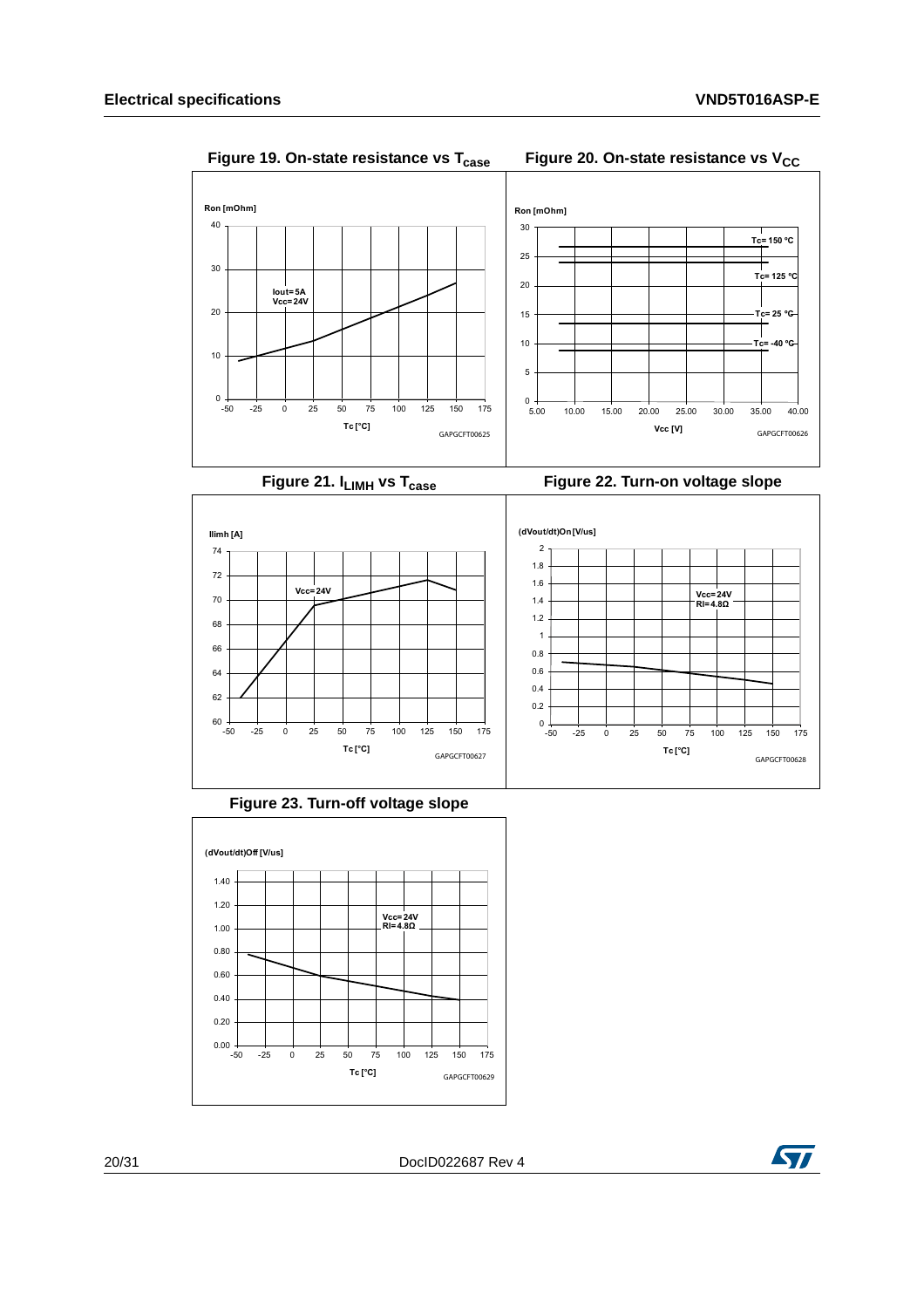Figure 19. On-state resistance vs $T_{case}$

Figure 20. On-state resistance vs $V_{CC}$

Figure 21. $I_{LIMH}$ vs $T_{case}$

Figure 22. Turn-on voltage slope

Figure 23. Turn-off voltage slope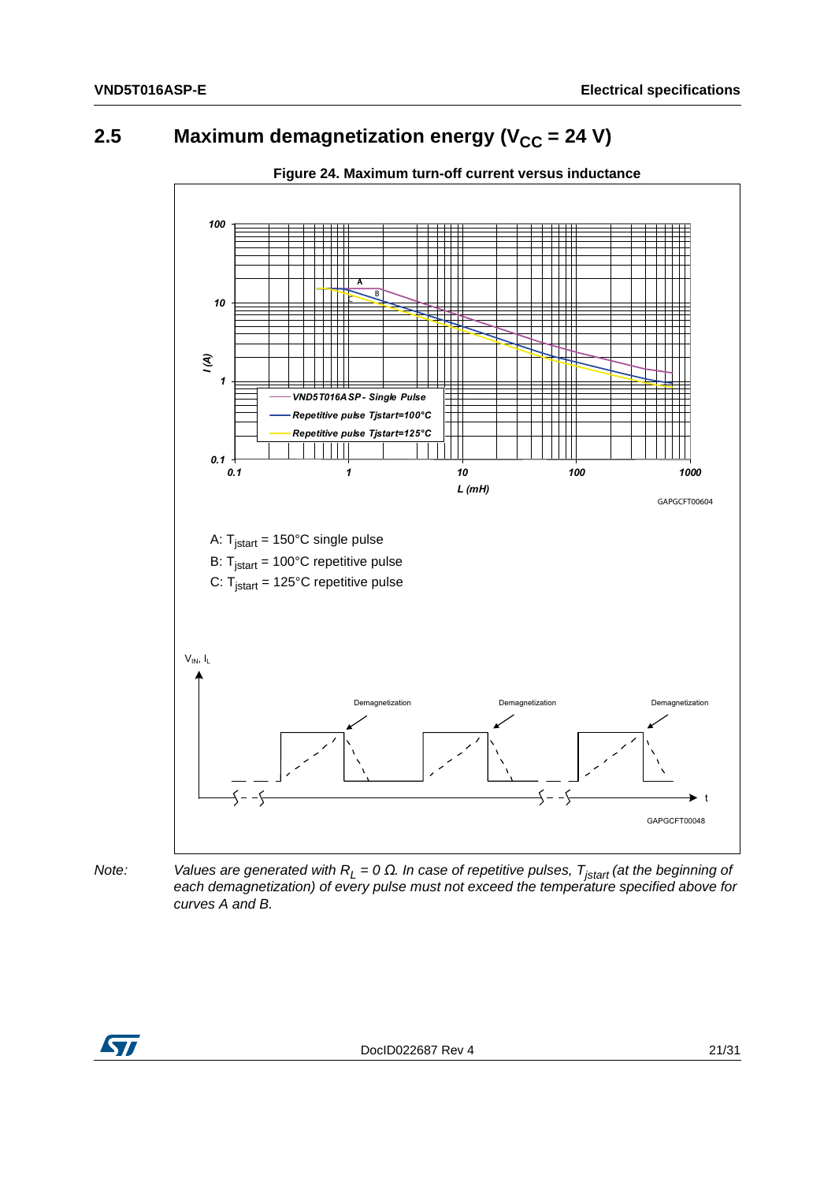## 2.5 Maximum demagnetization energy ($V_{CC}$ = 24 V)

**Figure 24. Maximum turn-off current versus inductance**

A: $T_{jstart}$ = 150°C single pulse

B: $T_{jstart}$ = 100°C repetitive pulse

C: $T_{jstart}$ = 125°C repetitive pulse

*Note:* *Values are generated with $R_L = 0\ \Omega$. In case of repetitive pulses, $T_{jstart}$ (at the beginning of each demagnetization) of every pulse must not exceed the temperature specified above for curves A and B.*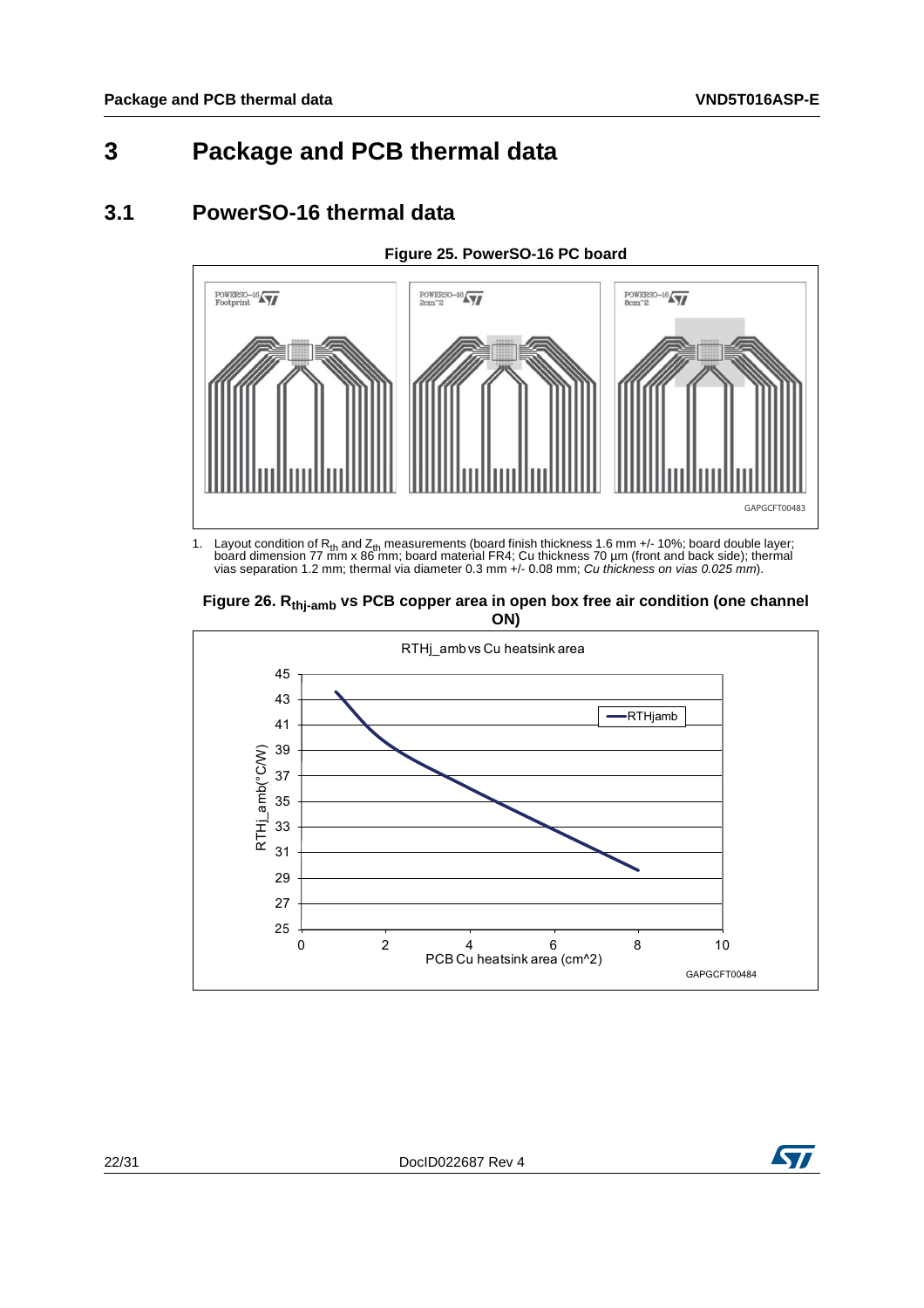# 3 Package and PCB thermal data

## 3.1 PowerSO-16 thermal data

**Figure 25. PowerSO-16 PC board**

1. Layout condition of $R_{th}$ and $Z_{th}$ measurements (board finish thickness 1.6 mm +/- 10%; board double layer; board dimension 77 mm x 86 mm; board material FR4; Cu thickness 70 µm (front and back side); thermal vias separation 1.2 mm; thermal via diameter 0.3 mm +/- 0.08 mm; *Cu thickness on vias 0.025 mm*).

**Figure 26. $R_{thj\text{-}amb}$ vs PCB copper area in open box free air condition (one channel ON)**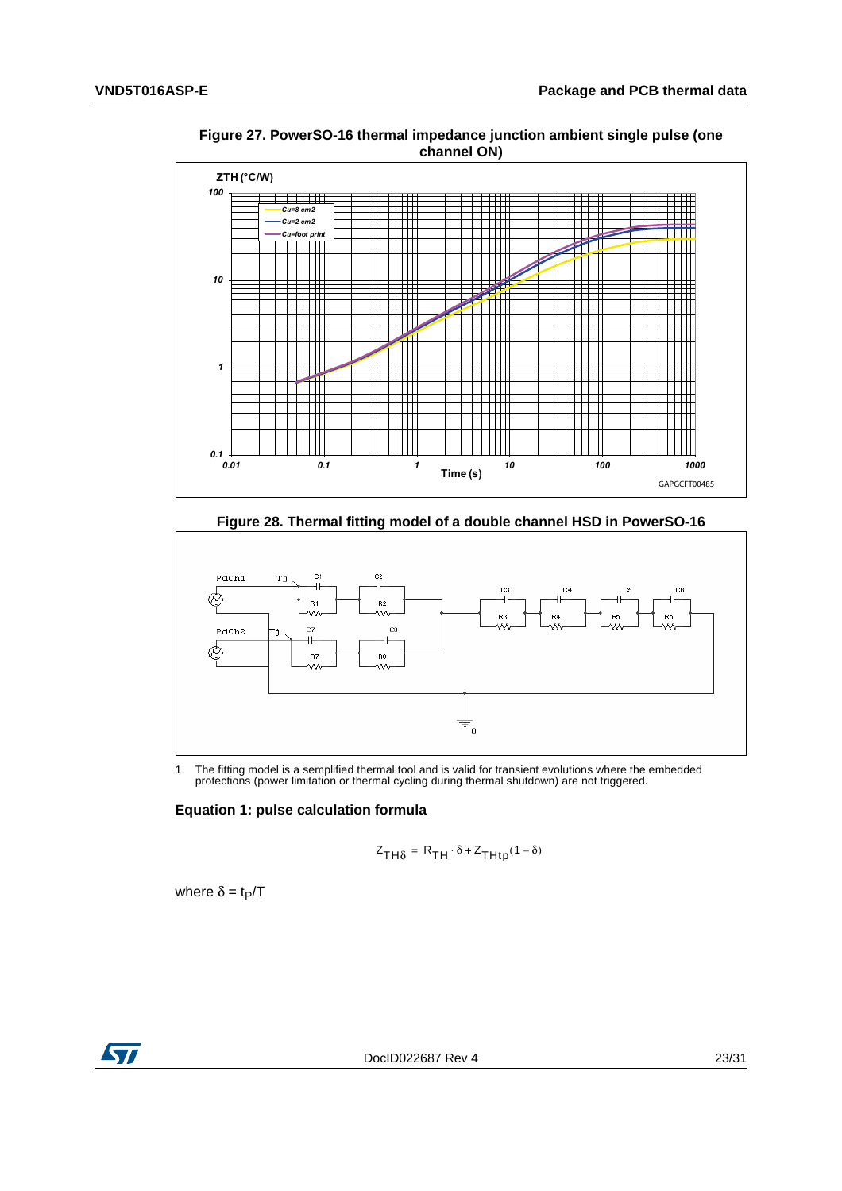**Figure 27. PowerSO-16 thermal impedance junction ambient single pulse (one channel ON)**

**Figure 28. Thermal fitting model of a double channel HSD in PowerSO-16**

1. The fitting model is a semplified thermal tool and is valid for transient evolutions where the embedded protections (power limitation or thermal cycling during thermal shutdown) are not triggered.

### Equation 1: pulse calculation formula

$$Z_{TH\delta} = R_{TH} \cdot \delta + Z_{THtp}(1 - \delta)$$

where $\delta = t_P/T$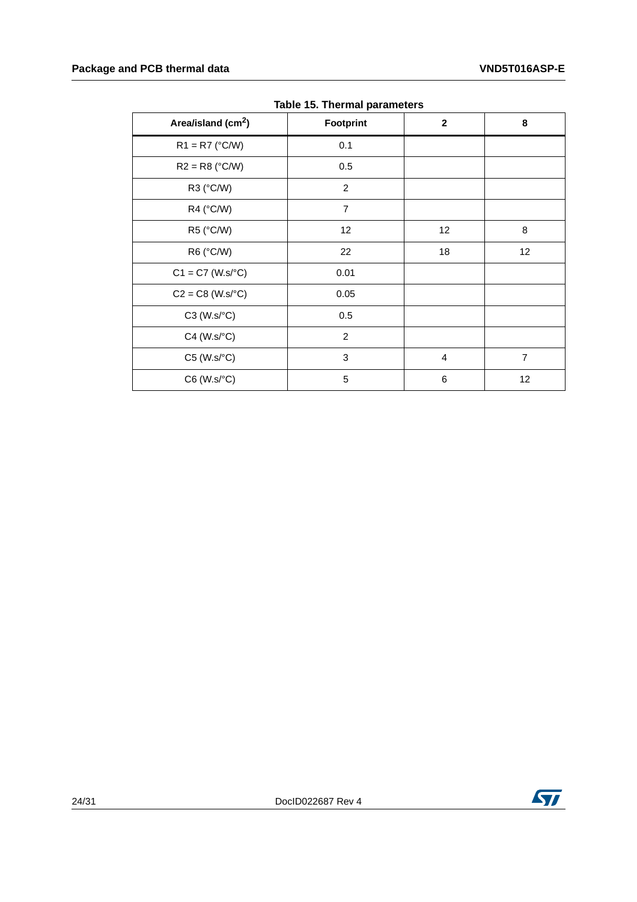Table 15. Thermal parameters

| Area/island ($cm^2$) | Footprint | 2 | 8 |
|---|---|---|---|
| R1 = R7 (°C/W) | 0.1 | | |
| R2 = R8 (°C/W) | 0.5 | | |
| R3 (°C/W) | 2 | | |
| R4 (°C/W) | 7 | | |
| R5 (°C/W) | 12 | 12 | 8 |
| R6 (°C/W) | 22 | 18 | 12 |
| C1 = C7 (W.s/°C) | 0.01 | | |
| C2 = C8 (W.s/°C) | 0.05 | | |
| C3 (W.s/°C) | 0.5 | | |
| C4 (W.s/°C) | 2 | | |
| C5 (W.s/°C) | 3 | 4 | 7 |
| C6 (W.s/°C) | 5 | 6 | 12 |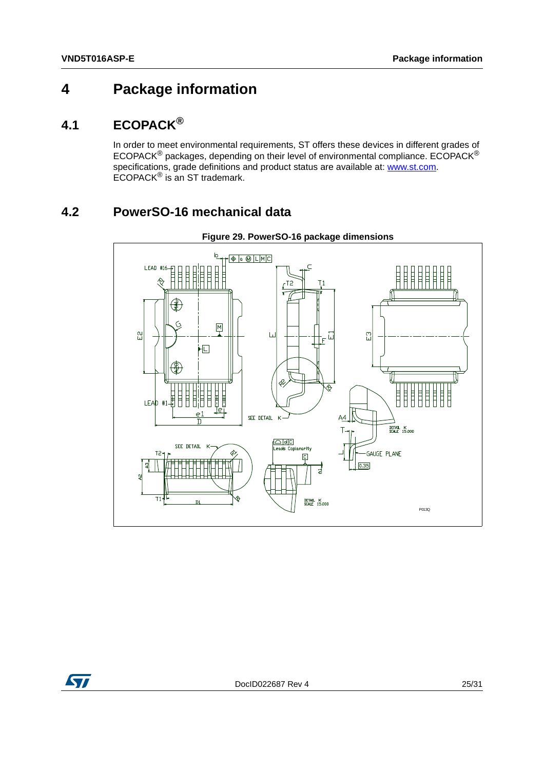# 4 Package information

## 4.1 ECOPACK®

In order to meet environmental requirements, ST offers these devices in different grades of ECOPACK® packages, depending on their level of environmental compliance. ECOPACK® specifications, grade definitions and product status are available at: www.st.com. ECOPACK® is an ST trademark.

## 4.2 PowerSO-16 mechanical data

**Figure 29. PowerSO-16 package dimensions**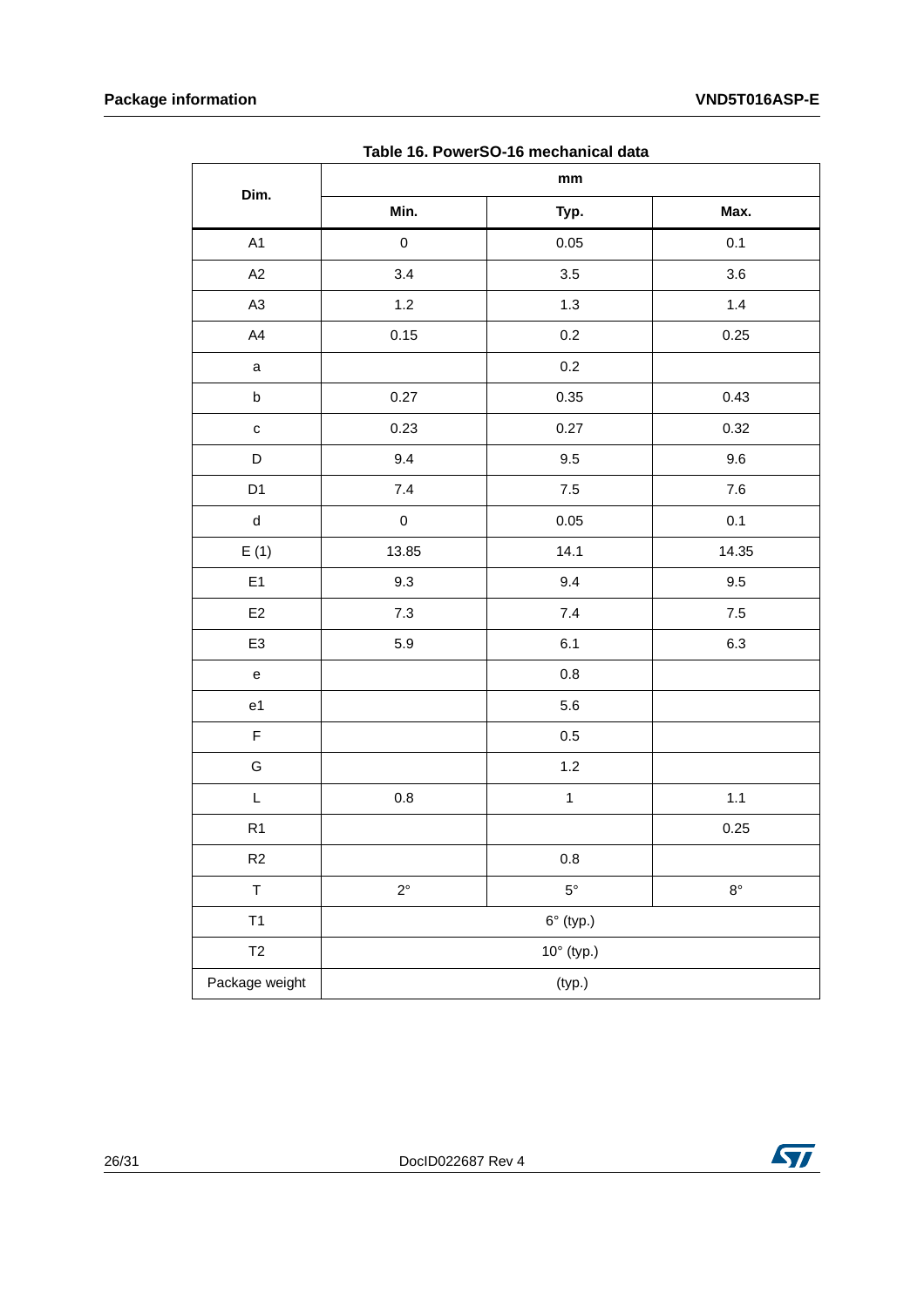**Table 16. PowerSO-16 mechanical data**

| Dim. | mm | | |
|---|---|---|---|
| | Min. | Typ. | Max. |
| A1 | 0 | 0.05 | 0.1 |
| A2 | 3.4 | 3.5 | 3.6 |
| A3 | 1.2 | 1.3 | 1.4 |
| A4 | 0.15 | 0.2 | 0.25 |
| a | | 0.2 | |
| b | 0.27 | 0.35 | 0.43 |
| c | 0.23 | 0.27 | 0.32 |
| D | 9.4 | 9.5 | 9.6 |
| D1 | 7.4 | 7.5 | 7.6 |
| d | 0 | 0.05 | 0.1 |
| E (1) | 13.85 | 14.1 | 14.35 |
| E1 | 9.3 | 9.4 | 9.5 |
| E2 | 7.3 | 7.4 | 7.5 |
| E3 | 5.9 | 6.1 | 6.3 |
| e | | 0.8 | |
| e1 | | 5.6 | |
| F | | 0.5 | |
| G | | 1.2 | |
| L | 0.8 | 1 | 1.1 |
| R1 | | | 0.25 |
| R2 | | 0.8 | |
| T | 2° | 5° | 8° |
| T1 | 6° (typ.) | | |
| T2 | 10° (typ.) | | |
| Package weight | (typ.) | | |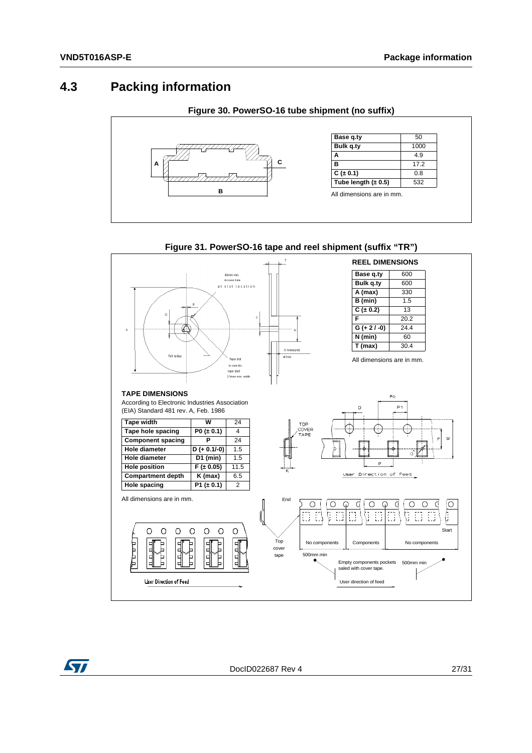## 4.3 Packing information

**Figure 30. PowerSO-16 tube shipment (no suffix)**

| Base q.ty | 50 |
|---|---|
| Bulk q.ty | 1000 |
| A | 4.9 |
| B | 17.2 |
| C (± 0.1) | 0.8 |
| Tube length (± 0.5) | 532 |

All dimensions are in mm.

**Figure 31. PowerSO-16 tape and reel shipment (suffix "TR")**

**REEL DIMENSIONS**

| Base q.ty | 600 |
|---|---|
| Bulk q.ty | 600 |
| A (max) | 330 |
| B (min) | 1.5 |
| C (± 0.2) | 13 |
| F | 20.2 |
| G (+ 2 / -0) | 24.4 |
| N (min) | 60 |
| T (max) | 30.4 |

All dimensions are in mm.

**TAPE DIMENSIONS**

According to Electronic Industries Association (EIA) Standard 481 rev. A, Feb. 1986

| Tape width | W | 24 |
|---|---|---|
| Tape hole spacing | P0 (± 0.1) | 4 |
| Component spacing | P | 24 |
| Hole diameter | D (+ 0.1/-0) | 1.5 |
| Hole diameter | D1 (min) | 1.5 |
| Hole position | F (± 0.05) | 11.5 |
| Compartment depth | K (max) | 6.5 |
| Hole spacing | P1 (± 0.1) | 2 |

All dimensions are in mm.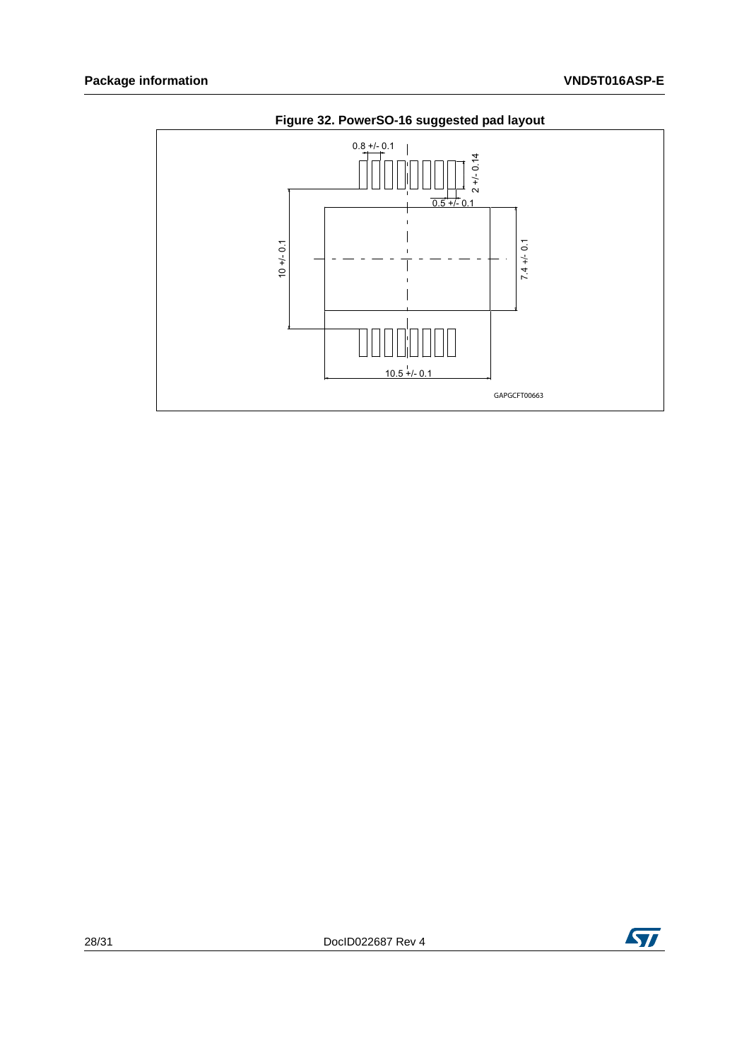**Figure 32. PowerSO-16 suggested pad layout**

0.8 +/- 0.1

2 +/- 0.14

0.5 +/- 0.1

10 +/- 0.1

7.4 +/- 0.1

10.5 +/- 0.1

GAPGCFT00663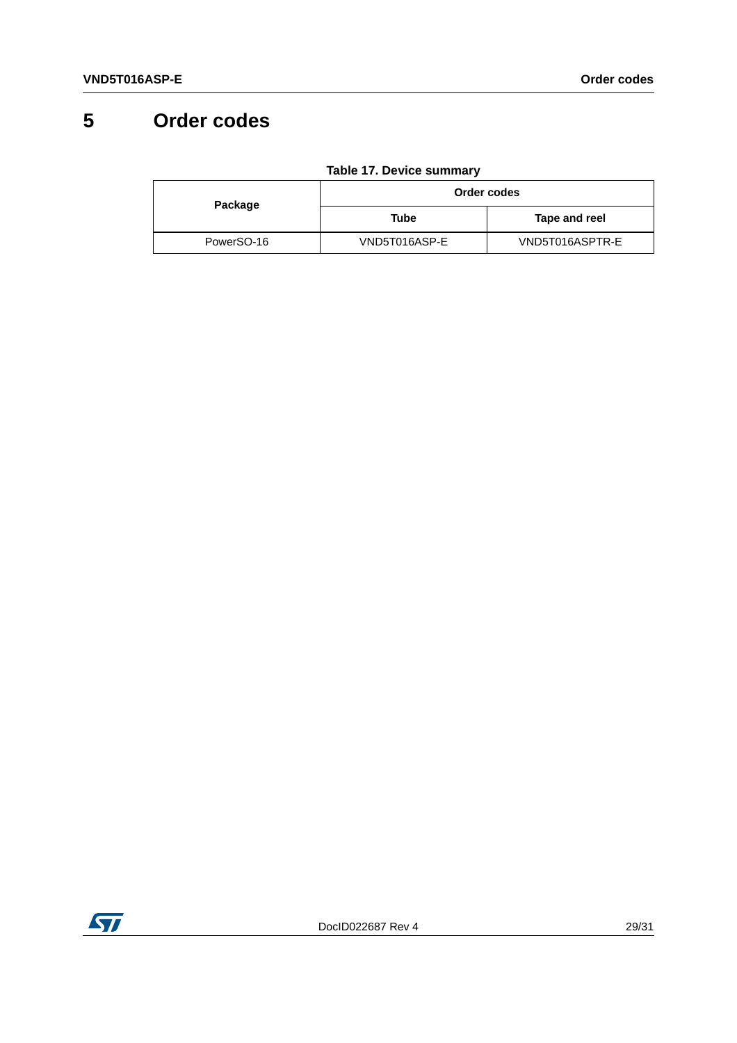# 5 Order codes

**Table 17. Device summary**

| Package | Order codes | |
|---|---|---|
| | Tube | Tape and reel |
| PowerSO-16 | VND5T016ASP-E | VND5T016ASPTR-E |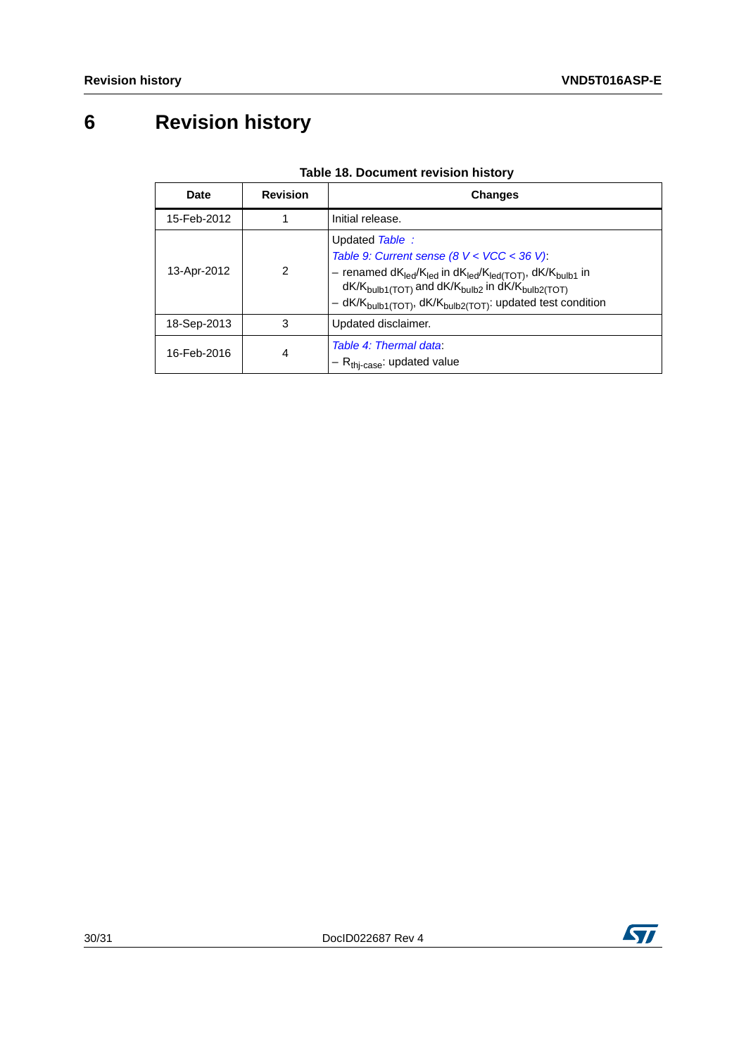# 6 Revision history

**Table 18. Document revision history**

| Date | Revision | Changes |
|---|---|---|
| 15-Feb-2012 | 1 | Initial release. |
| 13-Apr-2012 | 2 | Updated *Table :*<br>*Table 9: Current sense (8 V < VCC < 36 V)*:<br>– renamed $dK_{led}/K_{led}$ in $dK_{led}/K_{led(TOT)}$, $dK/K_{bulb1}$ in $dK/K_{bulb1(TOT)}$ and $dK/K_{bulb2}$ in $dK/K_{bulb2(TOT)}$<br>– $dK/K_{bulb1(TOT)}$, $dK/K_{bulb2(TOT)}$: updated test condition |
| 18-Sep-2013 | 3 | Updated disclaimer. |
| 16-Feb-2016 | 4 | *Table 4: Thermal data*:<br>– $R_{thj-case}$: updated value |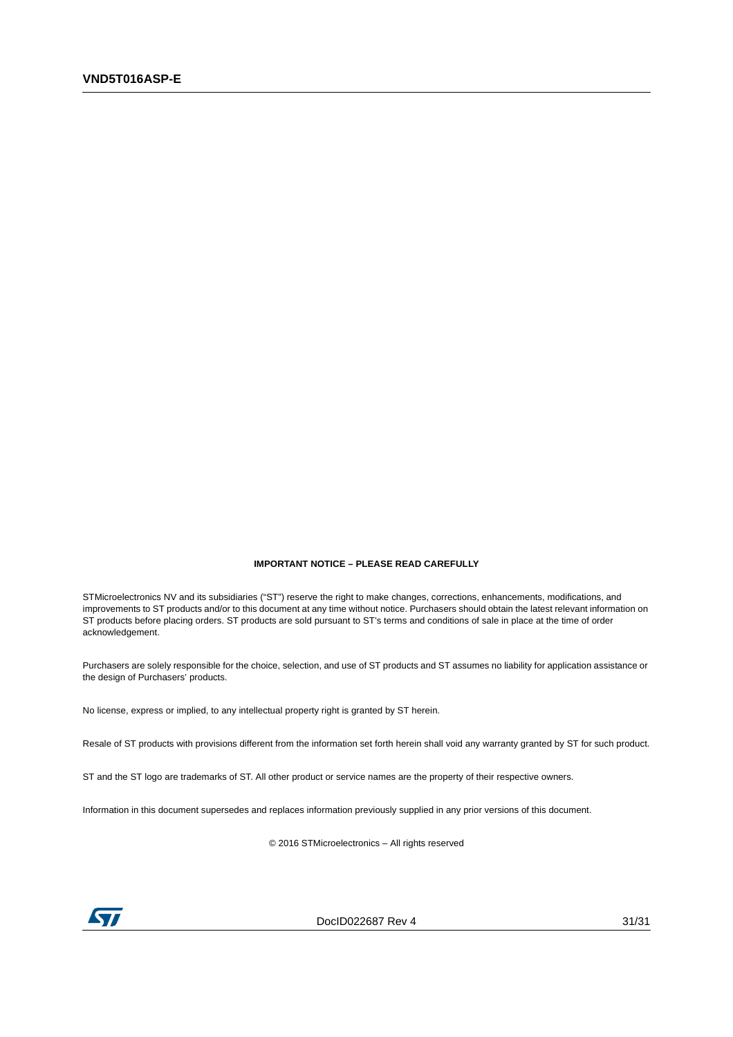**IMPORTANT NOTICE – PLEASE READ CAREFULLY**

STMicroelectronics NV and its subsidiaries (“ST”) reserve the right to make changes, corrections, enhancements, modifications, and improvements to ST products and/or to this document at any time without notice. Purchasers should obtain the latest relevant information on ST products before placing orders. ST products are sold pursuant to ST’s terms and conditions of sale in place at the time of order acknowledgement.

Purchasers are solely responsible for the choice, selection, and use of ST products and ST assumes no liability for application assistance or the design of Purchasers’ products.

No license, express or implied, to any intellectual property right is granted by ST herein.

Resale of ST products with provisions different from the information set forth herein shall void any warranty granted by ST for such product.

ST and the ST logo are trademarks of ST. All other product or service names are the property of their respective owners.

Information in this document supersedes and replaces information previously supplied in any prior versions of this document.

© 2016 STMicroelectronics – All rights reserved